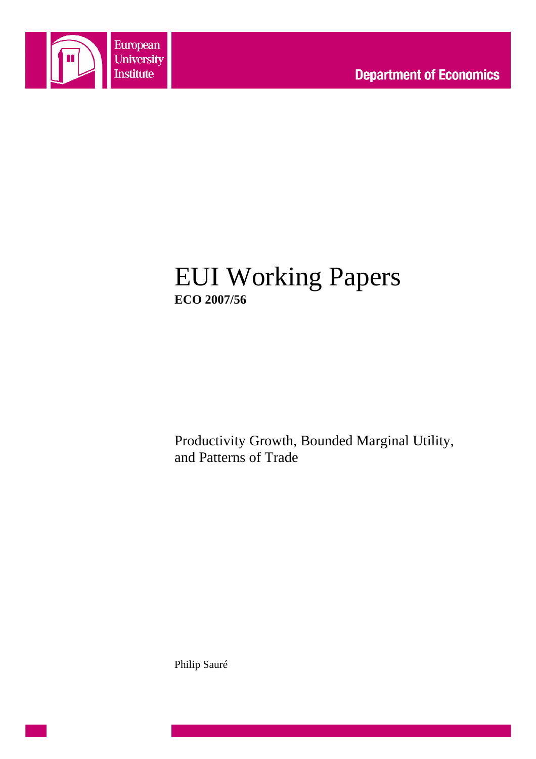European University Institute

Department of Economics

# EUI Working Papers

**ECO 2007/56**

Productivity Growth, Bounded Marginal Utility, and Patterns of Trade

Philip Sauré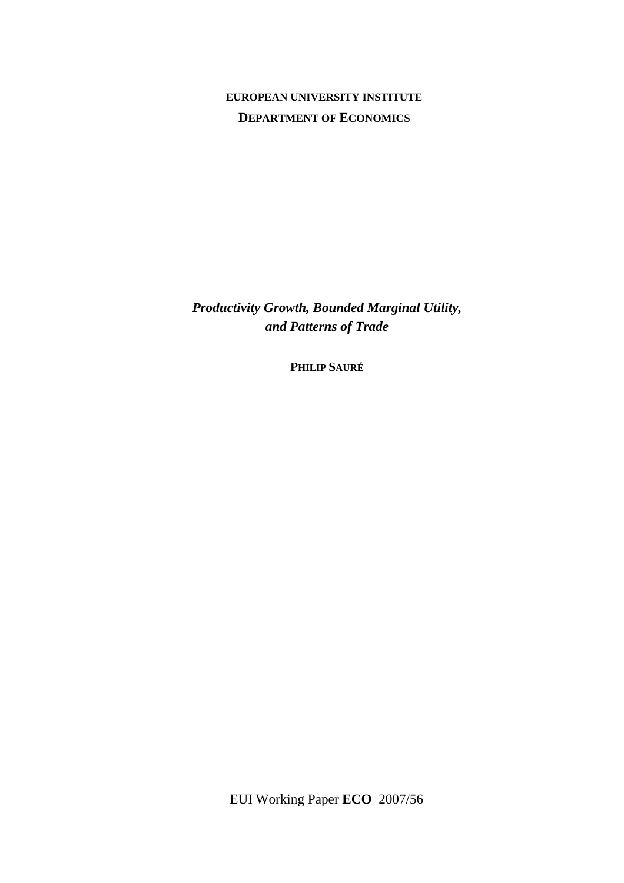**EUROPEAN UNIVERSITY INSTITUTE**

**DEPARTMENT OF ECONOMICS**

***Productivity Growth, Bounded Marginal Utility, and Patterns of Trade***

**PHILIP SAURÉ**

EUI Working Paper **ECO** 2007/56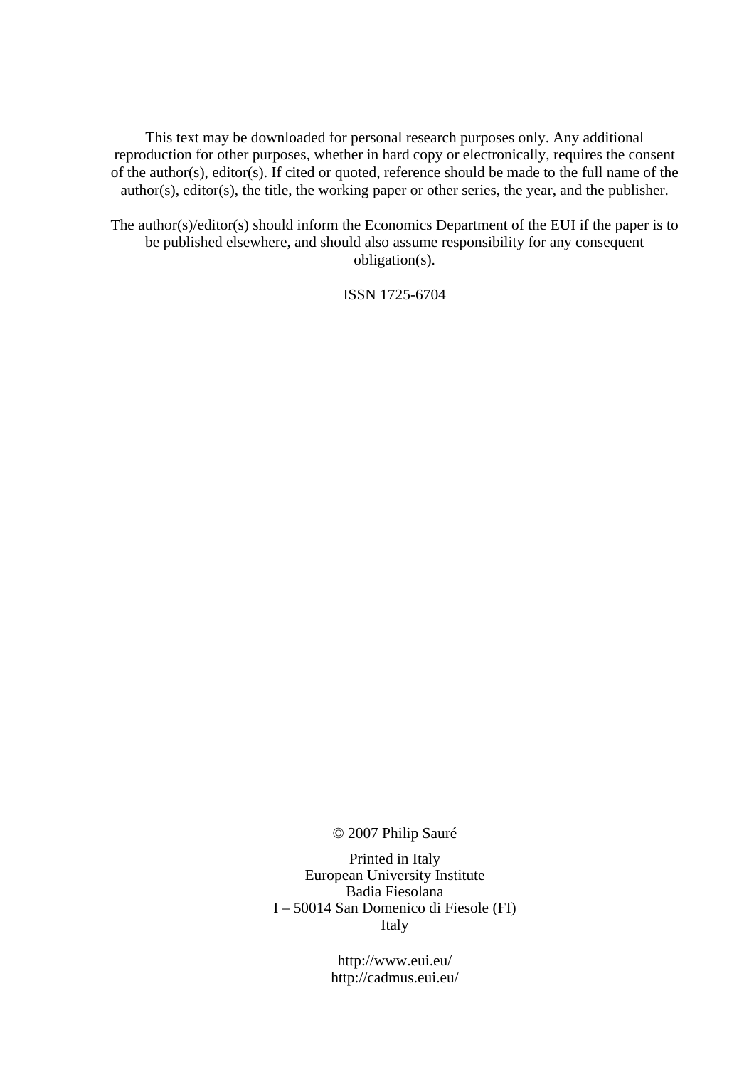This text may be downloaded for personal research purposes only. Any additional reproduction for other purposes, whether in hard copy or electronically, requires the consent of the author(s), editor(s). If cited or quoted, reference should be made to the full name of the author(s), editor(s), the title, the working paper or other series, the year, and the publisher.

The author(s)/editor(s) should inform the Economics Department of the EUI if the paper is to be published elsewhere, and should also assume responsibility for any consequent obligation(s).

ISSN 1725-6704

© 2007 Philip Sauré

Printed in Italy
European University Institute
Badia Fiesolana
I – 50014 San Domenico di Fiesole (FI)
Italy

http://www.eui.eu/
http://cadmus.eui.eu/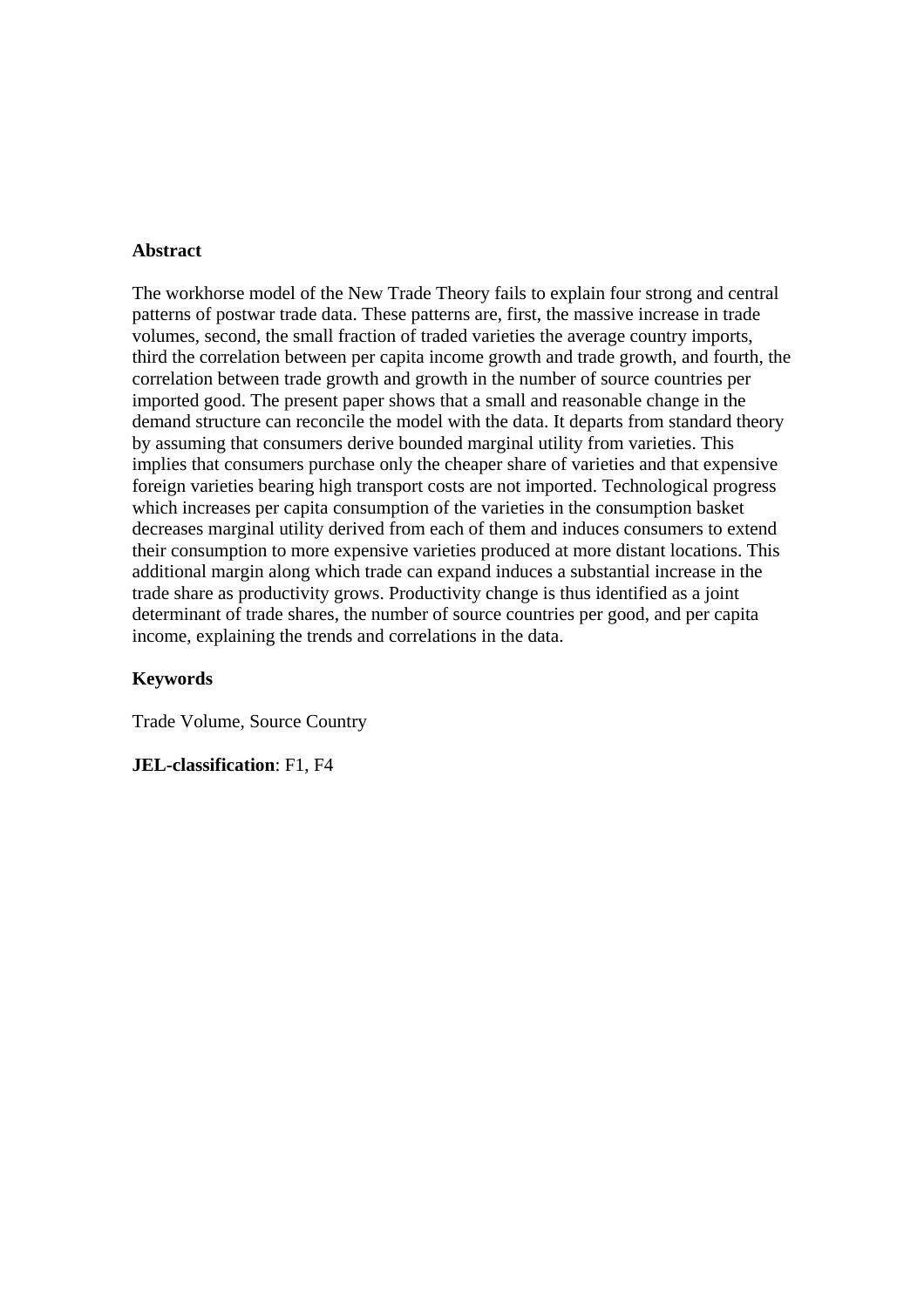**Abstract**

The workhorse model of the New Trade Theory fails to explain four strong and central patterns of postwar trade data. These patterns are, first, the massive increase in trade volumes, second, the small fraction of traded varieties the average country imports, third the correlation between per capita income growth and trade growth, and fourth, the correlation between trade growth and growth in the number of source countries per imported good. The present paper shows that a small and reasonable change in the demand structure can reconcile the model with the data. It departs from standard theory by assuming that consumers derive bounded marginal utility from varieties. This implies that consumers purchase only the cheaper share of varieties and that expensive foreign varieties bearing high transport costs are not imported. Technological progress which increases per capita consumption of the varieties in the consumption basket decreases marginal utility derived from each of them and induces consumers to extend their consumption to more expensive varieties produced at more distant locations. This additional margin along which trade can expand induces a substantial increase in the trade share as productivity grows. Productivity change is thus identified as a joint determinant of trade shares, the number of source countries per good, and per capita income, explaining the trends and correlations in the data.

**Keywords**

Trade Volume, Source Country

**JEL-classification**: F1, F4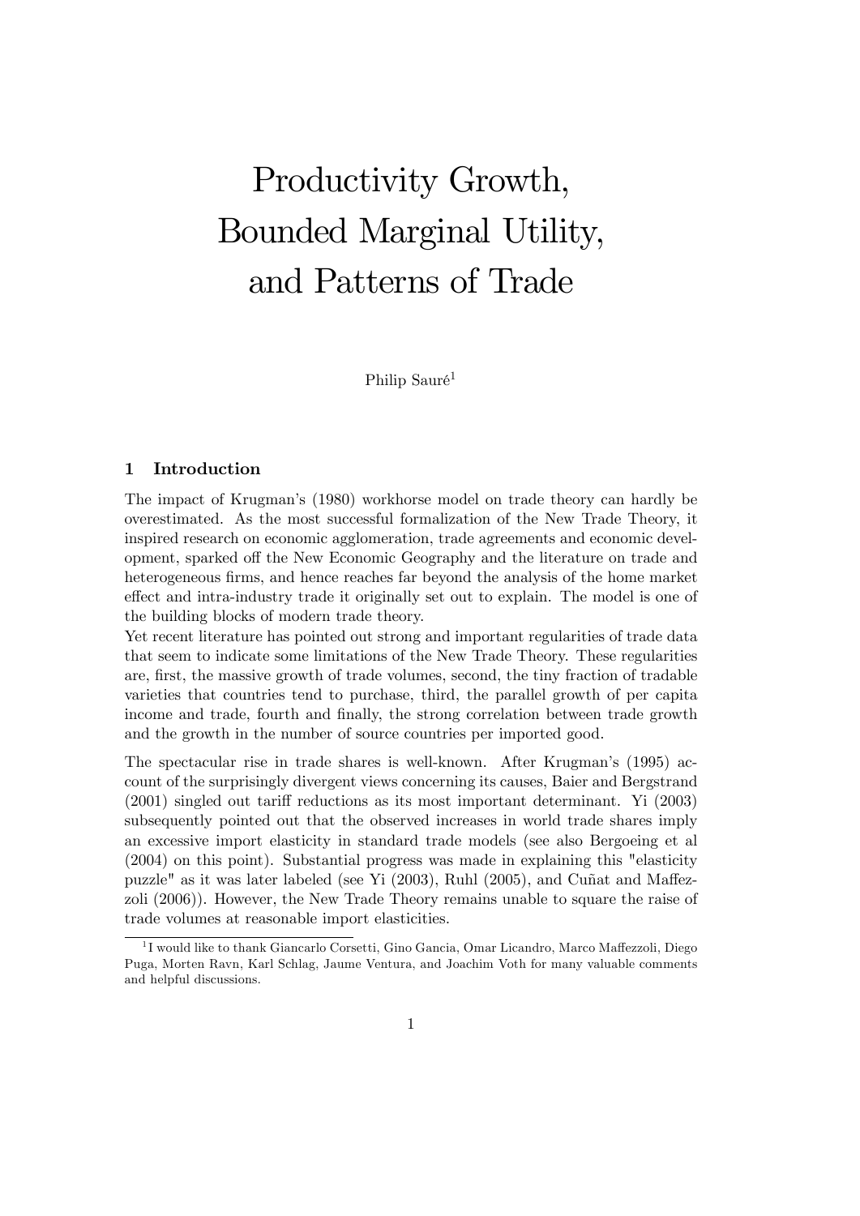# Productivity Growth, Bounded Marginal Utility, and Patterns of Trade

Philip Sauré[1]

## 1 Introduction

The impact of Krugman's (1980) workhorse model on trade theory can hardly be overestimated. As the most successful formalization of the New Trade Theory, it inspired research on economic agglomeration, trade agreements and economic development, sparked off the New Economic Geography and the literature on trade and heterogeneous firms, and hence reaches far beyond the analysis of the home market effect and intra-industry trade it originally set out to explain. The model is one of the building blocks of modern trade theory.

Yet recent literature has pointed out strong and important regularities of trade data that seem to indicate some limitations of the New Trade Theory. These regularities are, first, the massive growth of trade volumes, second, the tiny fraction of tradable varieties that countries tend to purchase, third, the parallel growth of per capita income and trade, fourth and finally, the strong correlation between trade growth and the growth in the number of source countries per imported good.

The spectacular rise in trade shares is well-known. After Krugman's (1995) account of the surprisingly divergent views concerning its causes, Baier and Bergstrand (2001) singled out tariff reductions as its most important determinant. Yi (2003) subsequently pointed out that the observed increases in world trade shares imply an excessive import elasticity in standard trade models (see also Bergoeing et al (2004) on this point). Substantial progress was made in explaining this "elasticity puzzle" as it was later labeled (see Yi (2003), Ruhl (2005), and Cuñat and Maffezzoli (2006)). However, the New Trade Theory remains unable to square the raise of trade volumes at reasonable import elasticities.

[1] I would like to thank Giancarlo Corsetti, Gino Gancia, Omar Licandro, Marco Maffezzoli, Diego Puga, Morten Ravn, Karl Schlag, Jaume Ventura, and Joachim Voth for many valuable comments and helpful discussions.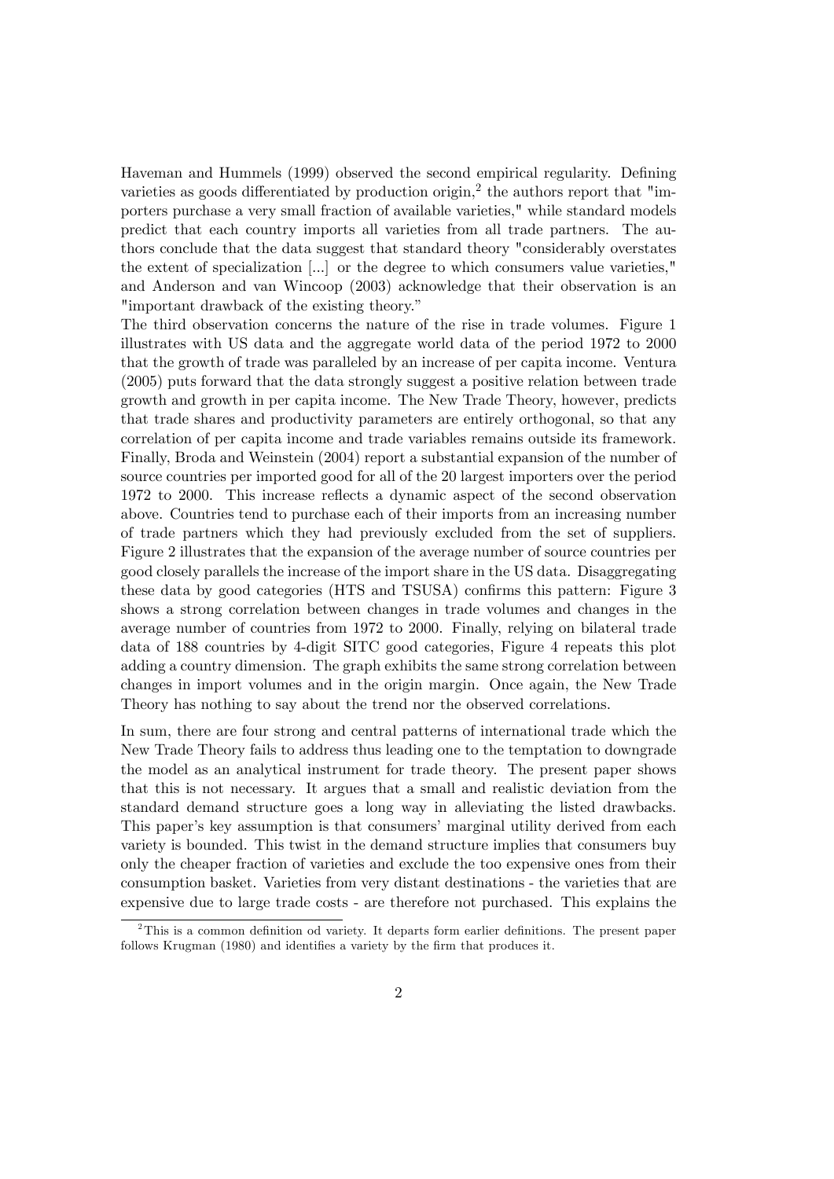Haveman and Hummels (1999) observed the second empirical regularity. Defining varieties as goods differentiated by production origin,[2] the authors report that "importers purchase a very small fraction of available varieties," while standard models predict that each country imports all varieties from all trade partners. The authors conclude that the data suggest that standard theory "considerably overstates the extent of specialization [...] or the degree to which consumers value varieties," and Anderson and van Wincoop (2003) acknowledge that their observation is an "important drawback of the existing theory."

The third observation concerns the nature of the rise in trade volumes. Figure 1 illustrates with US data and the aggregate world data of the period 1972 to 2000 that the growth of trade was paralleled by an increase of per capita income. Ventura (2005) puts forward that the data strongly suggest a positive relation between trade growth and growth in per capita income. The New Trade Theory, however, predicts that trade shares and productivity parameters are entirely orthogonal, so that any correlation of per capita income and trade variables remains outside its framework. Finally, Broda and Weinstein (2004) report a substantial expansion of the number of source countries per imported good for all of the 20 largest importers over the period 1972 to 2000. This increase reflects a dynamic aspect of the second observation above. Countries tend to purchase each of their imports from an increasing number of trade partners which they had previously excluded from the set of suppliers. Figure 2 illustrates that the expansion of the average number of source countries per good closely parallels the increase of the import share in the US data. Disaggregating these data by good categories (HTS and TSUSA) confirms this pattern: Figure 3 shows a strong correlation between changes in trade volumes and changes in the average number of countries from 1972 to 2000. Finally, relying on bilateral trade data of 188 countries by 4-digit SITC good categories, Figure 4 repeats this plot adding a country dimension. The graph exhibits the same strong correlation between changes in import volumes and in the origin margin. Once again, the New Trade Theory has nothing to say about the trend nor the observed correlations.

In sum, there are four strong and central patterns of international trade which the New Trade Theory fails to address thus leading one to the temptation to downgrade the model as an analytical instrument for trade theory. The present paper shows that this is not necessary. It argues that a small and realistic deviation from the standard demand structure goes a long way in alleviating the listed drawbacks. This paper's key assumption is that consumers' marginal utility derived from each variety is bounded. This twist in the demand structure implies that consumers buy only the cheaper fraction of varieties and exclude the too expensive ones from their consumption basket. Varieties from very distant destinations - the varieties that are expensive due to large trade costs - are therefore not purchased. This explains the

[2] This is a common definition od variety. It departs form earlier definitions. The present paper follows Krugman (1980) and identifies a variety by the firm that produces it.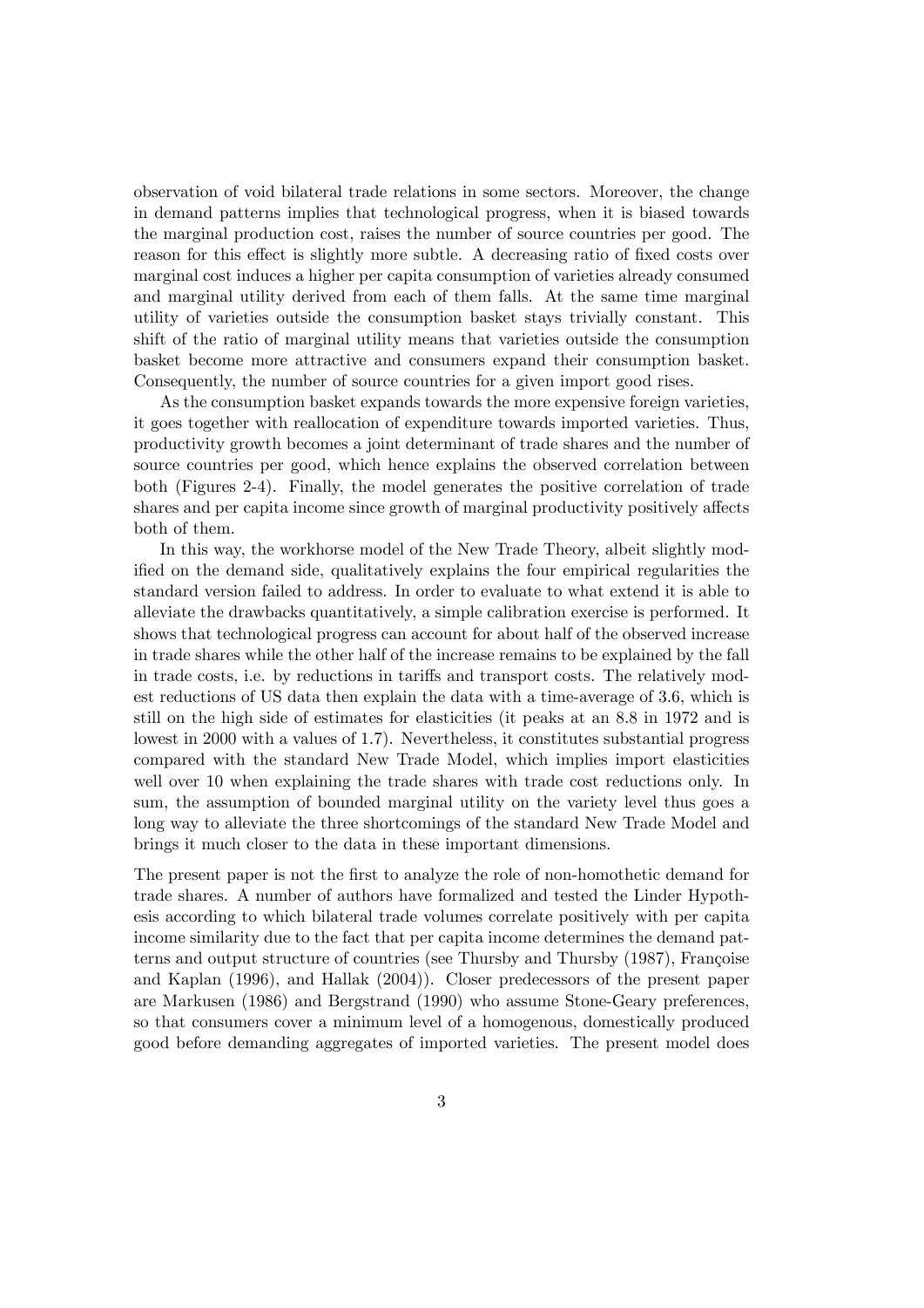observation of void bilateral trade relations in some sectors. Moreover, the change in demand patterns implies that technological progress, when it is biased towards the marginal production cost, raises the number of source countries per good. The reason for this effect is slightly more subtle. A decreasing ratio of fixed costs over marginal cost induces a higher per capita consumption of varieties already consumed and marginal utility derived from each of them falls. At the same time marginal utility of varieties outside the consumption basket stays trivially constant. This shift of the ratio of marginal utility means that varieties outside the consumption basket become more attractive and consumers expand their consumption basket. Consequently, the number of source countries for a given import good rises.

As the consumption basket expands towards the more expensive foreign varieties, it goes together with reallocation of expenditure towards imported varieties. Thus, productivity growth becomes a joint determinant of trade shares and the number of source countries per good, which hence explains the observed correlation between both (Figures 2-4). Finally, the model generates the positive correlation of trade shares and per capita income since growth of marginal productivity positively affects both of them.

In this way, the workhorse model of the New Trade Theory, albeit slightly modified on the demand side, qualitatively explains the four empirical regularities the standard version failed to address. In order to evaluate to what extend it is able to alleviate the drawbacks quantitatively, a simple calibration exercise is performed. It shows that technological progress can account for about half of the observed increase in trade shares while the other half of the increase remains to be explained by the fall in trade costs, i.e. by reductions in tariffs and transport costs. The relatively modest reductions of US data then explain the data with a time-average of 3.6, which is still on the high side of estimates for elasticities (it peaks at an 8.8 in 1972 and is lowest in 2000 with a values of 1.7). Nevertheless, it constitutes substantial progress compared with the standard New Trade Model, which implies import elasticities well over 10 when explaining the trade shares with trade cost reductions only. In sum, the assumption of bounded marginal utility on the variety level thus goes a long way to alleviate the three shortcomings of the standard New Trade Model and brings it much closer to the data in these important dimensions.

The present paper is not the first to analyze the role of non-homothetic demand for trade shares. A number of authors have formalized and tested the Linder Hypothesis according to which bilateral trade volumes correlate positively with per capita income similarity due to the fact that per capita income determines the demand patterns and output structure of countries (see Thursby and Thursby (1987), Françoise and Kaplan (1996), and Hallak (2004)). Closer predecessors of the present paper are Markusen (1986) and Bergstrand (1990) who assume Stone-Geary preferences, so that consumers cover a minimum level of a homogenous, domestically produced good before demanding aggregates of imported varieties. The present model does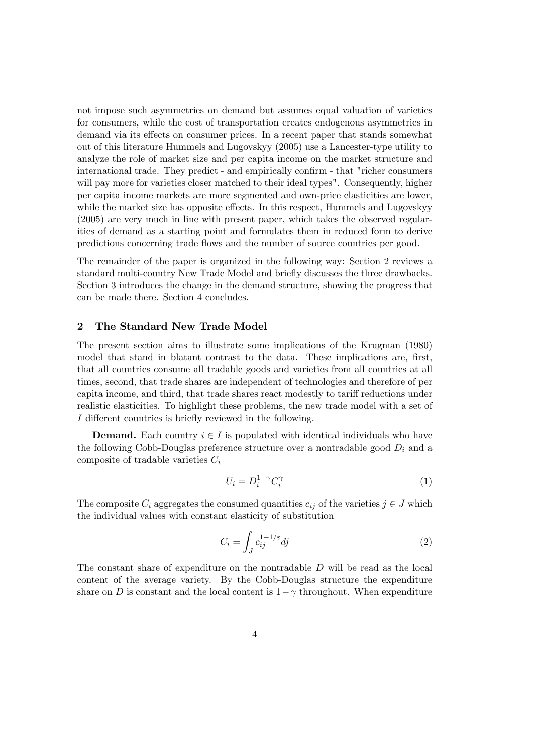not impose such asymmetries on demand but assumes equal valuation of varieties for consumers, while the cost of transportation creates endogenous asymmetries in demand via its effects on consumer prices. In a recent paper that stands somewhat out of this literature Hummels and Lugovskyy (2005) use a Lancester-type utility to analyze the role of market size and per capita income on the market structure and international trade. They predict - and empirically confirm - that "richer consumers will pay more for varieties closer matched to their ideal types". Consequently, higher per capita income markets are more segmented and own-price elasticities are lower, while the market size has opposite effects. In this respect, Hummels and Lugovskyy (2005) are very much in line with present paper, which takes the observed regularities of demand as a starting point and formulates them in reduced form to derive predictions concerning trade flows and the number of source countries per good.

The remainder of the paper is organized in the following way: Section 2 reviews a standard multi-country New Trade Model and briefly discusses the three drawbacks. Section 3 introduces the change in the demand structure, showing the progress that can be made there. Section 4 concludes.

## 2 The Standard New Trade Model

The present section aims to illustrate some implications of the Krugman (1980) model that stand in blatant contrast to the data. These implications are, first, that all countries consume all tradable goods and varieties from all countries at all times, second, that trade shares are independent of technologies and therefore of per capita income, and third, that trade shares react modestly to tariff reductions under realistic elasticities. To highlight these problems, the new trade model with a set of $I$ different countries is briefly reviewed in the following.

**Demand.** Each country $i \in I$ is populated with identical individuals who have the following Cobb-Douglas preference structure over a nontradable good $D_i$ and a composite of tradable varieties $C_i$

$$U_i = D_i^{1-\gamma} C_i^{\gamma} \tag{1}$$

The composite $C_i$ aggregates the consumed quantities $c_{ij}$ of the varieties $j \in J$ which the individual values with constant elasticity of substitution

$$C_i = \int_J c_{ij}^{1-1/\varepsilon} dj \tag{2}$$

The constant share of expenditure on the nontradable $D$ will be read as the local content of the average variety. By the Cobb-Douglas structure the expenditure share on $D$ is constant and the local content is $1-\gamma$ throughout. When expenditure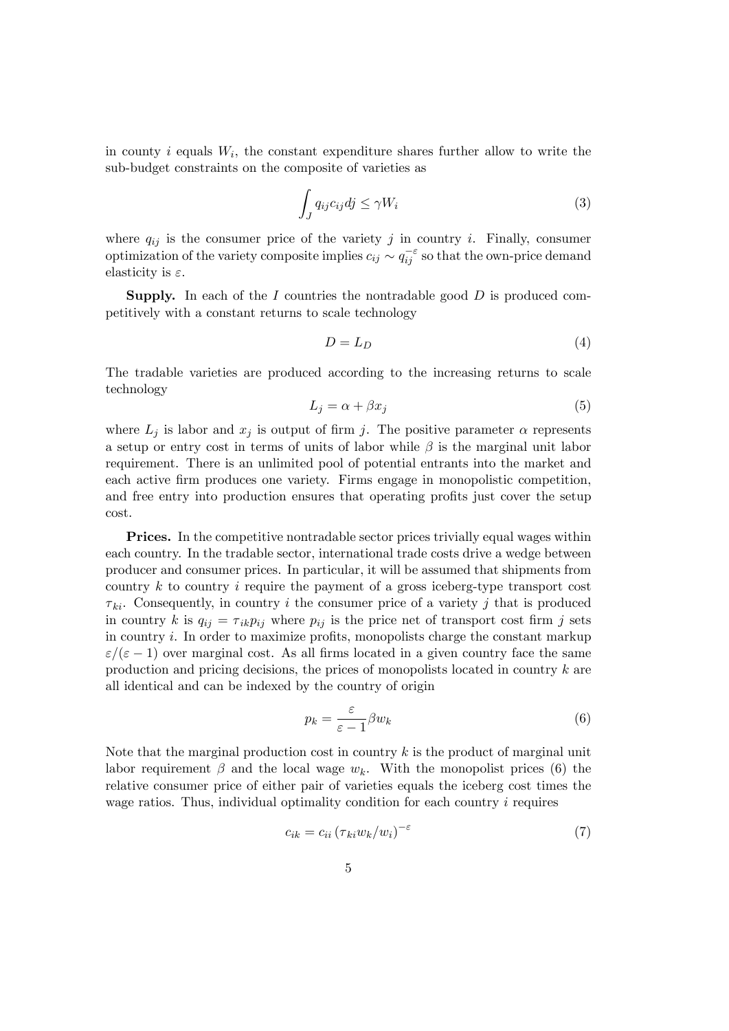in county $i$ equals $W_i$, the constant expenditure shares further allow to write the sub-budget constraints on the composite of varieties as

$$\int_J q_{ij} c_{ij} dj \leq \gamma W_i \tag{3}$$

where $q_{ij}$ is the consumer price of the variety $j$ in country $i$. Finally, consumer optimization of the variety composite implies $c_{ij} \sim q_{ij}^{-\varepsilon}$ so that the own-price demand elasticity is $\varepsilon$.

**Supply.** In each of the $I$ countries the nontradable good $D$ is produced competitively with a constant returns to scale technology

$$D = L_D \tag{4}$$

The tradable varieties are produced according to the increasing returns to scale technology

$$L_j = \alpha + \beta x_j \tag{5}$$

where $L_j$ is labor and $x_j$ is output of firm $j$. The positive parameter $\alpha$ represents a setup or entry cost in terms of units of labor while $\beta$ is the marginal unit labor requirement. There is an unlimited pool of potential entrants into the market and each active firm produces one variety. Firms engage in monopolistic competition, and free entry into production ensures that operating profits just cover the setup cost.

**Prices.** In the competitive nontradable sector prices trivially equal wages within each country. In the tradable sector, international trade costs drive a wedge between producer and consumer prices. In particular, it will be assumed that shipments from country $k$ to country $i$ require the payment of a gross iceberg-type transport cost $\tau_{ki}$. Consequently, in country $i$ the consumer price of a variety $j$ that is produced in country $k$ is $q_{ij} = \tau_{ik} p_{ij}$ where $p_{ij}$ is the price net of transport cost firm $j$ sets in country $i$. In order to maximize profits, monopolists charge the constant markup $\varepsilon/(\varepsilon - 1)$ over marginal cost. As all firms located in a given country face the same production and pricing decisions, the prices of monopolists located in country $k$ are all identical and can be indexed by the country of origin

$$p_k = \frac{\varepsilon}{\varepsilon - 1} \beta w_k \tag{6}$$

Note that the marginal production cost in country $k$ is the product of marginal unit labor requirement $\beta$ and the local wage $w_k$. With the monopolist prices (6) the relative consumer price of either pair of varieties equals the iceberg cost times the wage ratios. Thus, individual optimality condition for each country $i$ requires

$$c_{ik} = c_{ii} \left(\tau_{ki} w_k / w_i\right)^{-\varepsilon} \tag{7}$$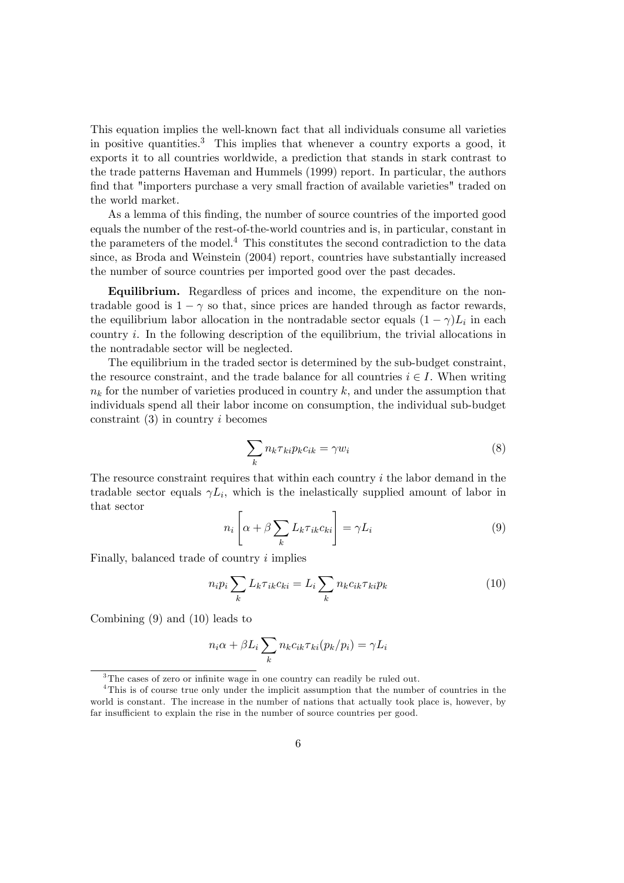This equation implies the well-known fact that all individuals consume all varieties in positive quantities.[3] This implies that whenever a country exports a good, it exports it to all countries worldwide, a prediction that stands in stark contrast to the trade patterns Haveman and Hummels (1999) report. In particular, the authors find that "importers purchase a very small fraction of available varieties" traded on the world market.

As a lemma of this finding, the number of source countries of the imported good equals the number of the rest-of-the-world countries and is, in particular, constant in the parameters of the model.[4] This constitutes the second contradiction to the data since, as Broda and Weinstein (2004) report, countries have substantially increased the number of source countries per imported good over the past decades.

**Equilibrium.** Regardless of prices and income, the expenditure on the nontradable good is $1-\gamma$ so that, since prices are handed through as factor rewards, the equilibrium labor allocation in the nontradable sector equals $(1-\gamma)L_i$ in each country $i$. In the following description of the equilibrium, the trivial allocations in the nontradable sector will be neglected.

The equilibrium in the traded sector is determined by the sub-budget constraint, the resource constraint, and the trade balance for all countries $i \in I$. When writing $n_k$ for the number of varieties produced in country $k$, and under the assumption that individuals spend all their labor income on consumption, the individual sub-budget constraint (3) in country $i$ becomes

$$\sum_k n_k \tau_{ki} p_k c_{ik} = \gamma w_i \tag{8}$$

The resource constraint requires that within each country $i$ the labor demand in the tradable sector equals $\gamma L_i$, which is the inelastically supplied amount of labor in that sector

$$n_i \left[ \alpha + \beta \sum_k L_k \tau_{ik} c_{ki} \right] = \gamma L_i \tag{9}$$

Finally, balanced trade of country $i$ implies

$$n_i p_i \sum_k L_k \tau_{ik} c_{ki} = L_i \sum_k n_k c_{ik} \tau_{ki} p_k \tag{10}$$

Combining (9) and (10) leads to

$$n_i \alpha + \beta L_i \sum_k n_k c_{ik} \tau_{ki} (p_k / p_i) = \gamma L_i$$

---

[3] The cases of zero or infinite wage in one country can readily be ruled out.

[4] This is of course true only under the implicit assumption that the number of countries in the world is constant. The increase in the number of nations that actually took place is, however, by far insufficient to explain the rise in the number of source countries per good.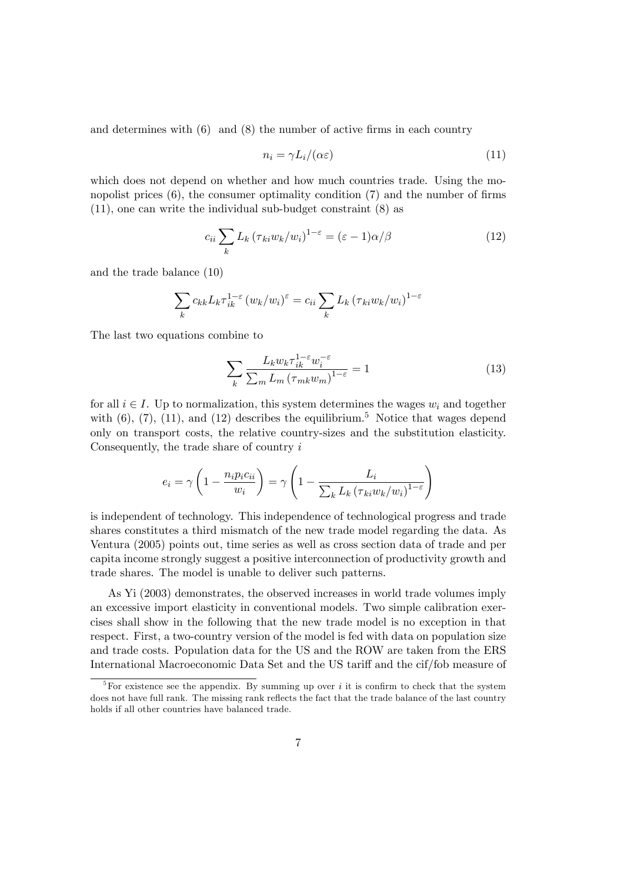and determines with (6) and (8) the number of active firms in each country

$$n_i = \gamma L_i/(\alpha\varepsilon) \tag{11}$$

which does not depend on whether and how much countries trade. Using the monopolist prices (6), the consumer optimality condition (7) and the number of firms (11), one can write the individual sub-budget constraint (8) as

$$c_{ii} \sum_k L_k \left(\tau_{ki} w_k / w_i\right)^{1-\varepsilon} = (\varepsilon - 1)\alpha/\beta \tag{12}$$

and the trade balance (10)

$$\sum_k c_{kk} L_k \tau_{ik}^{1-\varepsilon} \left(w_k/w_i\right)^{\varepsilon} = c_{ii} \sum_k L_k \left(\tau_{ki} w_k / w_i\right)^{1-\varepsilon}$$

The last two equations combine to

$$\sum_k \frac{L_k w_k \tau_{ik}^{1-\varepsilon} w_i^{-\varepsilon}}{\sum_m L_m \left(\tau_{mk} w_m\right)^{1-\varepsilon}} = 1 \tag{13}$$

for all $i \in I$. Up to normalization, this system determines the wages $w_i$ and together with (6), (7), (11), and (12) describes the equilibrium.[5] Notice that wages depend only on transport costs, the relative country-sizes and the substitution elasticity. Consequently, the trade share of country $i$

$$e_i = \gamma \left(1 - \frac{n_i p_i c_{ii}}{w_i}\right) = \gamma \left(1 - \frac{L_i}{\sum_k L_k \left(\tau_{ki} w_k / w_i\right)^{1-\varepsilon}}\right)$$

is independent of technology. This independence of technological progress and trade shares constitutes a third mismatch of the new trade model regarding the data. As Ventura (2005) points out, time series as well as cross section data of trade and per capita income strongly suggest a positive interconnection of productivity growth and trade shares. The model is unable to deliver such patterns.

As Yi (2003) demonstrates, the observed increases in world trade volumes imply an excessive import elasticity in conventional models. Two simple calibration exercises shall show in the following that the new trade model is no exception in that respect. First, a two-country version of the model is fed with data on population size and trade costs. Population data for the US and the ROW are taken from the ERS International Macroeconomic Data Set and the US tariff and the cif/fob measure of

[5] For existence see the appendix. By summing up over $i$ it is confirm to check that the system does not have full rank. The missing rank reflects the fact that the trade balance of the last country holds if all other countries have balanced trade.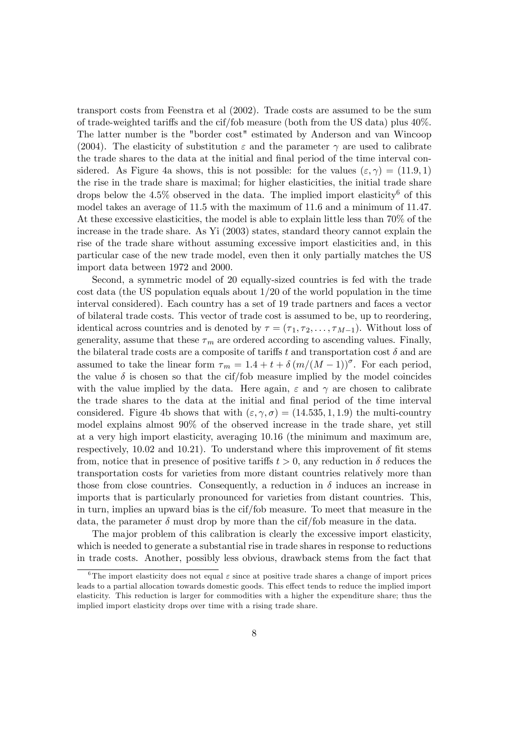transport costs from Feenstra et al (2002). Trade costs are assumed to be the sum of trade-weighted tariffs and the cif/fob measure (both from the US data) plus 40%. The latter number is the "border cost" estimated by Anderson and van Wincoop (2004). The elasticity of substitution $\varepsilon$ and the parameter $\gamma$ are used to calibrate the trade shares to the data at the initial and final period of the time interval considered. As Figure 4a shows, this is not possible: for the values $(\varepsilon, \gamma) = (11.9, 1)$ the rise in the trade share is maximal; for higher elasticities, the initial trade share drops below the 4.5% observed in the data. The implied import elasticity[6] of this model takes an average of 11.5 with the maximum of 11.6 and a minimum of 11.47. At these excessive elasticities, the model is able to explain little less than 70% of the increase in the trade share. As Yi (2003) states, standard theory cannot explain the rise of the trade share without assuming excessive import elasticities and, in this particular case of the new trade model, even then it only partially matches the US import data between 1972 and 2000.

Second, a symmetric model of 20 equally-sized countries is fed with the trade cost data (the US population equals about 1/20 of the world population in the time interval considered). Each country has a set of 19 trade partners and faces a vector of bilateral trade costs. This vector of trade cost is assumed to be, up to reordering, identical across countries and is denoted by $\tau = (\tau_1, \tau_2, \ldots, \tau_{M-1})$. Without loss of generality, assume that these $\tau_m$ are ordered according to ascending values. Finally, the bilateral trade costs are a composite of tariffs $t$ and transportation cost $\delta$ and are assumed to take the linear form $\tau_m = 1.4 + t + \delta\,(m/(M-1))^{\sigma}$. For each period, the value $\delta$ is chosen so that the cif/fob measure implied by the model coincides with the value implied by the data. Here again, $\varepsilon$ and $\gamma$ are chosen to calibrate the trade shares to the data at the initial and final period of the time interval considered. Figure 4b shows that with $(\varepsilon, \gamma, \sigma) = (14.535, 1, 1.9)$ the multi-country model explains almost 90% of the observed increase in the trade share, yet still at a very high import elasticity, averaging 10.16 (the minimum and maximum are, respectively, 10.02 and 10.21). To understand where this improvement of fit stems from, notice that in presence of positive tariffs $t > 0$, any reduction in $\delta$ reduces the transportation costs for varieties from more distant countries relatively more than those from close countries. Consequently, a reduction in $\delta$ induces an increase in imports that is particularly pronounced for varieties from distant countries. This, in turn, implies an upward bias is the cif/fob measure. To meet that measure in the data, the parameter $\delta$ must drop by more than the cif/fob measure in the data.

The major problem of this calibration is clearly the excessive import elasticity, which is needed to generate a substantial rise in trade shares in response to reductions in trade costs. Another, possibly less obvious, drawback stems from the fact that

[6] The import elasticity does not equal $\varepsilon$ since at positive trade shares a change of import prices leads to a partial allocation towards domestic goods. This effect tends to reduce the implied import elasticity. This reduction is larger for commodities with a higher the expenditure share; thus the implied import elasticity drops over time with a rising trade share.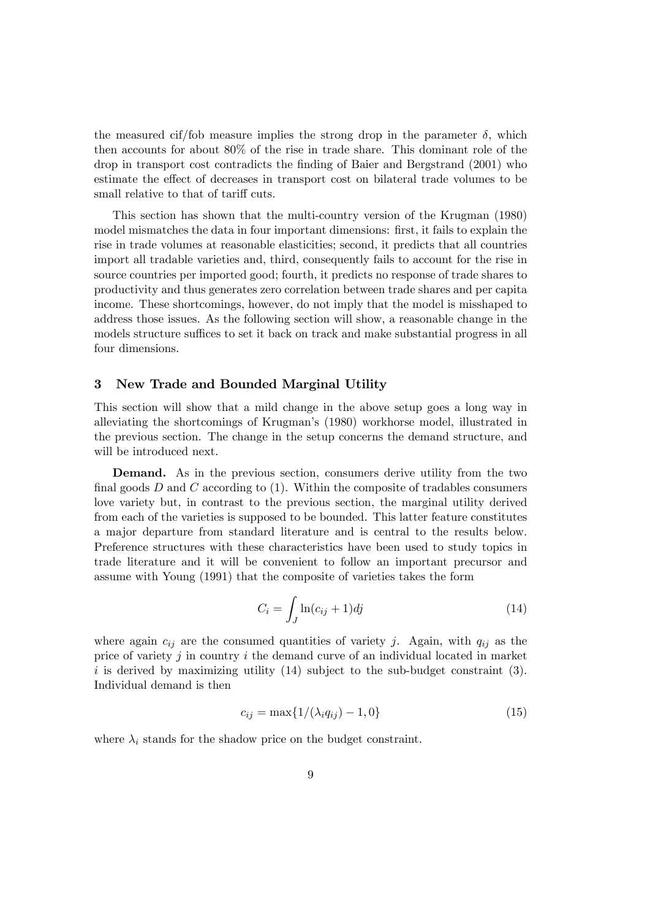the measured cif/fob measure implies the strong drop in the parameter $\delta$, which then accounts for about 80% of the rise in trade share. This dominant role of the drop in transport cost contradicts the finding of Baier and Bergstrand (2001) who estimate the effect of decreases in transport cost on bilateral trade volumes to be small relative to that of tariff cuts.

This section has shown that the multi-country version of the Krugman (1980) model mismatches the data in four important dimensions: first, it fails to explain the rise in trade volumes at reasonable elasticities; second, it predicts that all countries import all tradable varieties and, third, consequently fails to account for the rise in source countries per imported good; fourth, it predicts no response of trade shares to productivity and thus generates zero correlation between trade shares and per capita income. These shortcomings, however, do not imply that the model is misshaped to address those issues. As the following section will show, a reasonable change in the models structure suffices to set it back on track and make substantial progress in all four dimensions.

## 3 New Trade and Bounded Marginal Utility

This section will show that a mild change in the above setup goes a long way in alleviating the shortcomings of Krugman's (1980) workhorse model, illustrated in the previous section. The change in the setup concerns the demand structure, and will be introduced next.

**Demand.** As in the previous section, consumers derive utility from the two final goods $D$ and $C$ according to (1). Within the composite of tradables consumers love variety but, in contrast to the previous section, the marginal utility derived from each of the varieties is supposed to be bounded. This latter feature constitutes a major departure from standard literature and is central to the results below. Preference structures with these characteristics have been used to study topics in trade literature and it will be convenient to follow an important precursor and assume with Young (1991) that the composite of varieties takes the form

$$C_i = \int_J \ln(c_{ij} + 1) dj \tag{14}$$

where again $c_{ij}$ are the consumed quantities of variety $j$. Again, with $q_{ij}$ as the price of variety $j$ in country $i$ the demand curve of an individual located in market $i$ is derived by maximizing utility (14) subject to the sub-budget constraint (3). Individual demand is then

$$c_{ij} = \max\{1/(\lambda_i q_{ij}) - 1, 0\} \tag{15}$$

where $\lambda_i$ stands for the shadow price on the budget constraint.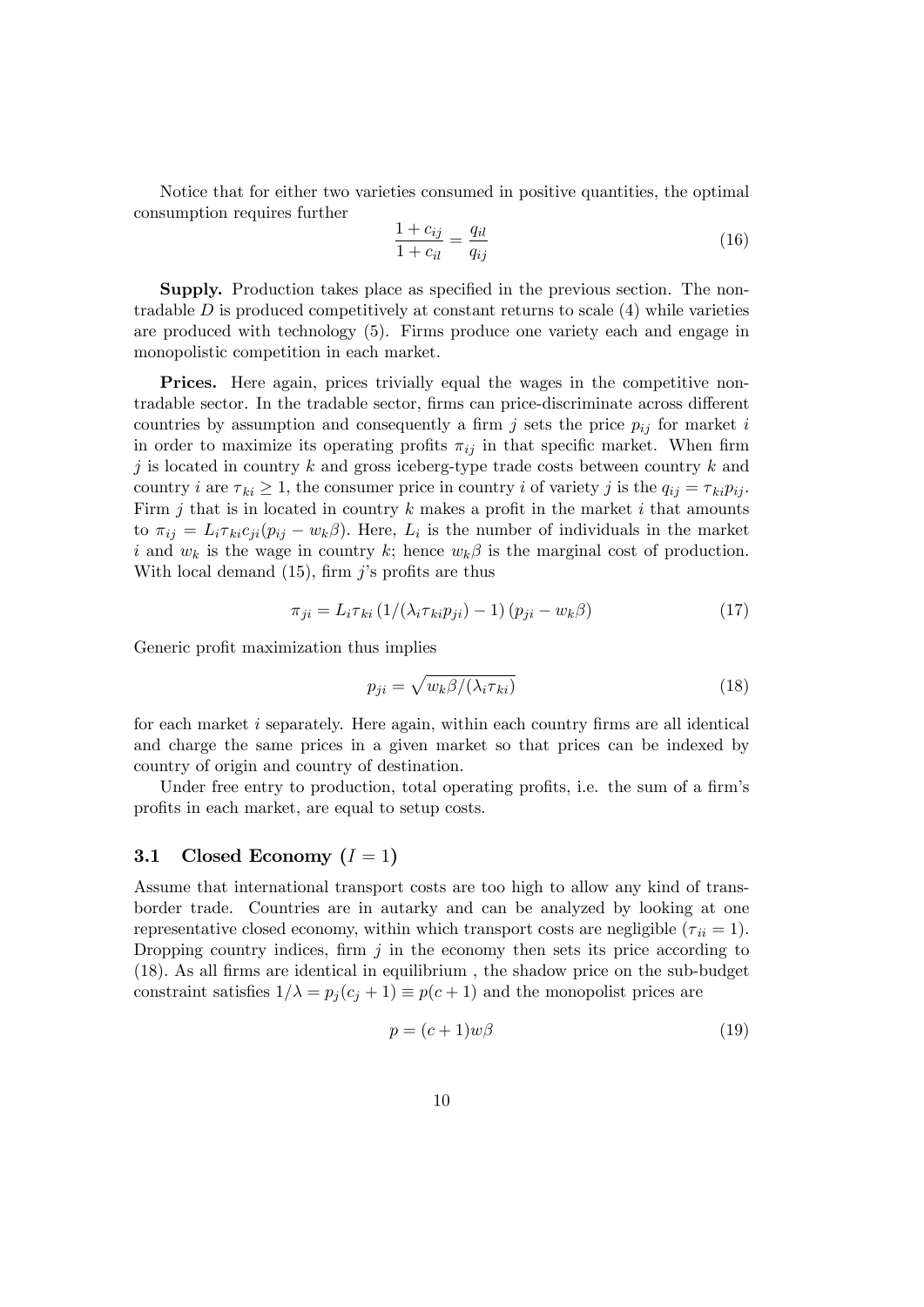Notice that for either two varieties consumed in positive quantities, the optimal consumption requires further

$$\frac{1+c_{ij}}{1+c_{il}} = \frac{q_{il}}{q_{ij}} \tag{16}$$

**Supply.** Production takes place as specified in the previous section. The non-tradable $D$ is produced competitively at constant returns to scale (4) while varieties are produced with technology (5). Firms produce one variety each and engage in monopolistic competition in each market.

**Prices.** Here again, prices trivially equal the wages in the competitive non-tradable sector. In the tradable sector, firms can price-discriminate across different countries by assumption and consequently a firm $j$ sets the price $p_{ij}$ for market $i$ in order to maximize its operating profits $\pi_{ij}$ in that specific market. When firm $j$ is located in country $k$ and gross iceberg-type trade costs between country $k$ and country $i$ are $\tau_{ki} \geq 1$, the consumer price in country $i$ of variety $j$ is the $q_{ij} = \tau_{ki} p_{ij}$. Firm $j$ that is in located in country $k$ makes a profit in the market $i$ that amounts to $\pi_{ij} = L_i \tau_{ki} c_{ji}(p_{ij} - w_k \beta)$. Here, $L_i$ is the number of individuals in the market $i$ and $w_k$ is the wage in country $k$; hence $w_k \beta$ is the marginal cost of production. With local demand (15), firm $j$'s profits are thus

$$\pi_{ji} = L_i \tau_{ki} \left(1/(\lambda_i \tau_{ki} p_{ji}) - 1\right)(p_{ji} - w_k \beta) \tag{17}$$

Generic profit maximization thus implies

$$p_{ji} = \sqrt{w_k \beta / (\lambda_i \tau_{ki})} \tag{18}$$

for each market $i$ separately. Here again, within each country firms are all identical and charge the same prices in a given market so that prices can be indexed by country of origin and country of destination.

Under free entry to production, total operating profits, i.e. the sum of a firm's profits in each market, are equal to setup costs.

### 3.1 Closed Economy ($I = 1$)

Assume that international transport costs are too high to allow any kind of trans-border trade. Countries are in autarky and can be analyzed by looking at one representative closed economy, within which transport costs are negligible ($\tau_{ii} = 1$). Dropping country indices, firm $j$ in the economy then sets its price according to (18). As all firms are identical in equilibrium , the shadow price on the sub-budget constraint satisfies $1/\lambda = p_j(c_j + 1) \equiv p(c+1)$ and the monopolist prices are

$$p = (c+1) w \beta \tag{19}$$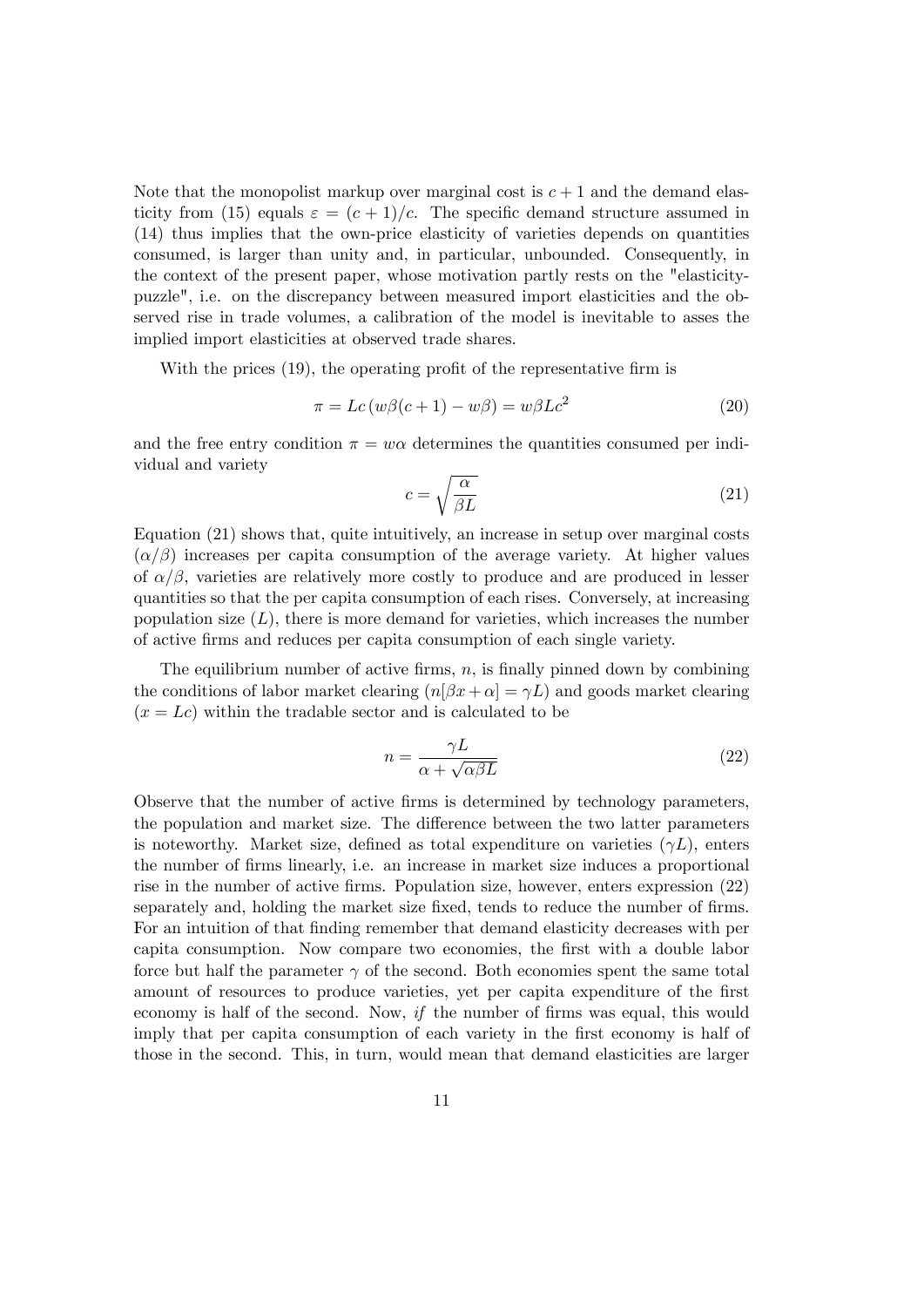Note that the monopolist markup over marginal cost is $c+1$ and the demand elasticity from (15) equals $\varepsilon = (c+1)/c$. The specific demand structure assumed in (14) thus implies that the own-price elasticity of varieties depends on quantities consumed, is larger than unity and, in particular, unbounded. Consequently, in the context of the present paper, whose motivation partly rests on the "elasticity-puzzle", i.e. on the discrepancy between measured import elasticities and the observed rise in trade volumes, a calibration of the model is inevitable to asses the implied import elasticities at observed trade shares.

With the prices (19), the operating profit of the representative firm is

$$\pi = Lc\left(w\beta(c+1) - w\beta\right) = w\beta Lc^2 \tag{20}$$

and the free entry condition $\pi = w\alpha$ determines the quantities consumed per individual and variety

$$c = \sqrt{\frac{\alpha}{\beta L}} \tag{21}$$

Equation (21) shows that, quite intuitively, an increase in setup over marginal costs $(\alpha/\beta)$ increases per capita consumption of the average variety. At higher values of $\alpha/\beta$, varieties are relatively more costly to produce and are produced in lesser quantities so that the per capita consumption of each rises. Conversely, at increasing population size $(L)$, there is more demand for varieties, which increases the number of active firms and reduces per capita consumption of each single variety.

The equilibrium number of active firms, $n$, is finally pinned down by combining the conditions of labor market clearing $(n[\beta x + \alpha] = \gamma L)$ and goods market clearing $(x = Lc)$ within the tradable sector and is calculated to be

$$n = \frac{\gamma L}{\alpha + \sqrt{\alpha\beta L}} \tag{22}$$

Observe that the number of active firms is determined by technology parameters, the population and market size. The difference between the two latter parameters is noteworthy. Market size, defined as total expenditure on varieties $(\gamma L)$, enters the number of firms linearly, i.e. an increase in market size induces a proportional rise in the number of active firms. Population size, however, enters expression (22) separately and, holding the market size fixed, tends to reduce the number of firms. For an intuition of that finding remember that demand elasticity decreases with per capita consumption. Now compare two economies, the first with a double labor force but half the parameter $\gamma$ of the second. Both economies spent the same total amount of resources to produce varieties, yet per capita expenditure of the first economy is half of the second. Now, *if* the number of firms was equal, this would imply that per capita consumption of each variety in the first economy is half of those in the second. This, in turn, would mean that demand elasticities are larger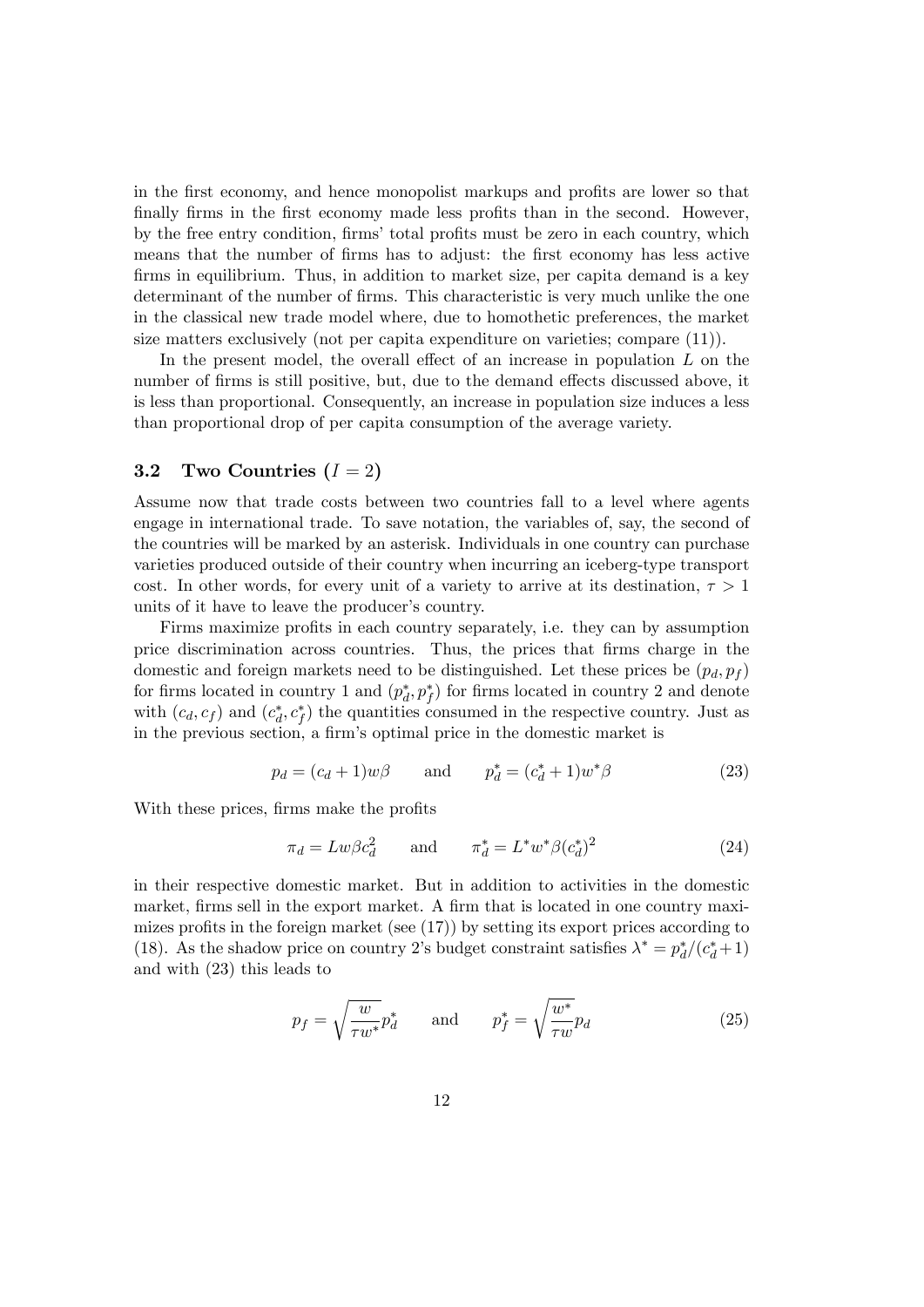in the first economy, and hence monopolist markups and profits are lower so that finally firms in the first economy made less profits than in the second. However, by the free entry condition, firms' total profits must be zero in each country, which means that the number of firms has to adjust: the first economy has less active firms in equilibrium. Thus, in addition to market size, per capita demand is a key determinant of the number of firms. This characteristic is very much unlike the one in the classical new trade model where, due to homothetic preferences, the market size matters exclusively (not per capita expenditure on varieties; compare (11)).

In the present model, the overall effect of an increase in population $L$ on the number of firms is still positive, but, due to the demand effects discussed above, it is less than proportional. Consequently, an increase in population size induces a less than proportional drop of per capita consumption of the average variety.

### 3.2 Two Countries ($I = 2$)

Assume now that trade costs between two countries fall to a level where agents engage in international trade. To save notation, the variables of, say, the second of the countries will be marked by an asterisk. Individuals in one country can purchase varieties produced outside of their country when incurring an iceberg-type transport cost. In other words, for every unit of a variety to arrive at its destination, $\tau > 1$ units of it have to leave the producer's country.

Firms maximize profits in each country separately, i.e. they can by assumption price discrimination across countries. Thus, the prices that firms charge in the domestic and foreign markets need to be distinguished. Let these prices be $(p_d, p_f)$ for firms located in country 1 and $(p_d^*, p_f^*)$ for firms located in country 2 and denote with $(c_d, c_f)$ and $(c_d^*, c_f^*)$ the quantities consumed in the respective country. Just as in the previous section, a firm's optimal price in the domestic market is

$$p_d = (c_d + 1)w\beta \qquad \text{and} \qquad p_d^* = (c_d^* + 1)w^*\beta \tag{23}$$

With these prices, firms make the profits

$$\pi_d = Lw\beta c_d^2 \qquad \text{and} \qquad \pi_d^* = L^*w^*\beta(c_d^*)^2 \tag{24}$$

in their respective domestic market. But in addition to activities in the domestic market, firms sell in the export market. A firm that is located in one country maximizes profits in the foreign market (see (17)) by setting its export prices according to (18). As the shadow price on country 2's budget constraint satisfies $\lambda^* = p_d^*/(c_d^*+1)$ and with (23) this leads to

$$p_f = \sqrt{\frac{w}{\tau w^*}}p_d^* \qquad \text{and} \qquad p_f^* = \sqrt{\frac{w^*}{\tau w}}p_d \tag{25}$$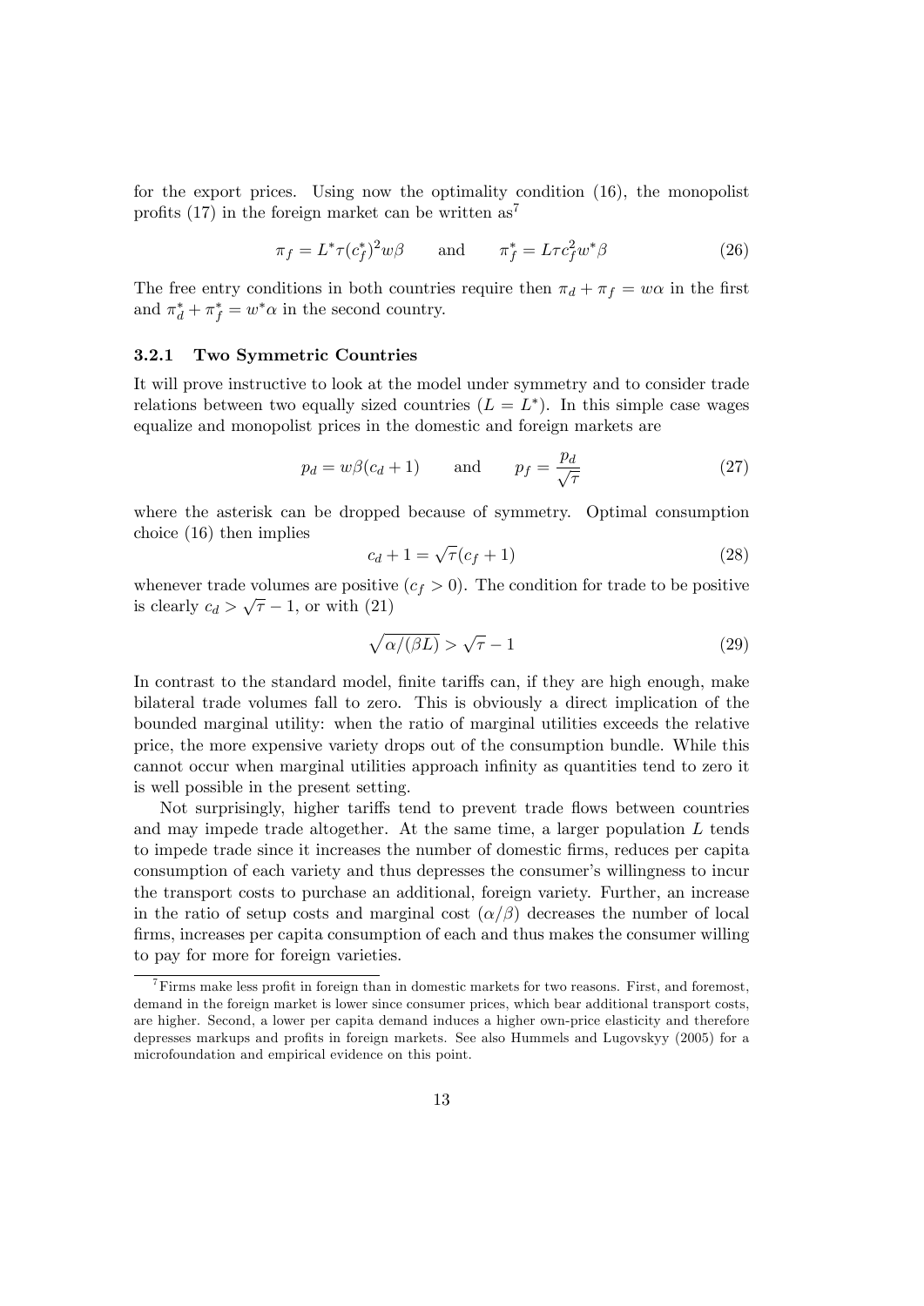for the export prices. Using now the optimality condition (16), the monopolist profits (17) in the foreign market can be written as[7]

$$\pi_f = L^* \tau (c_f^*)^2 w \beta \qquad \text{and} \qquad \pi_f^* = L \tau c_f^2 w^* \beta \tag{26}$$

The free entry conditions in both countries require then $\pi_d + \pi_f = w\alpha$ in the first and $\pi_d^* + \pi_f^* = w^* \alpha$ in the second country.

### 3.2.1 Two Symmetric Countries

It will prove instructive to look at the model under symmetry and to consider trade relations between two equally sized countries ($L = L^*$). In this simple case wages equalize and monopolist prices in the domestic and foreign markets are

$$p_d = w\beta(c_d + 1) \qquad \text{and} \qquad p_f = \frac{p_d}{\sqrt{\tau}} \tag{27}$$

where the asterisk can be dropped because of symmetry. Optimal consumption choice (16) then implies

$$c_d + 1 = \sqrt{\tau}(c_f + 1) \tag{28}$$

whenever trade volumes are positive ($c_f > 0$). The condition for trade to be positive is clearly $c_d > \sqrt{\tau} - 1$, or with (21)

$$\sqrt{\alpha/(\beta L)} > \sqrt{\tau} - 1 \tag{29}$$

In contrast to the standard model, finite tariffs can, if they are high enough, make bilateral trade volumes fall to zero. This is obviously a direct implication of the bounded marginal utility: when the ratio of marginal utilities exceeds the relative price, the more expensive variety drops out of the consumption bundle. While this cannot occur when marginal utilities approach infinity as quantities tend to zero it is well possible in the present setting.

Not surprisingly, higher tariffs tend to prevent trade flows between countries and may impede trade altogether. At the same time, a larger population $L$ tends to impede trade since it increases the number of domestic firms, reduces per capita consumption of each variety and thus depresses the consumer's willingness to incur the transport costs to purchase an additional, foreign variety. Further, an increase in the ratio of setup costs and marginal cost ($\alpha/\beta$) decreases the number of local firms, increases per capita consumption of each and thus makes the consumer willing to pay for more for foreign varieties.

[7] Firms make less profit in foreign than in domestic markets for two reasons. First, and foremost, demand in the foreign market is lower since consumer prices, which bear additional transport costs, are higher. Second, a lower per capita demand induces a higher own-price elasticity and therefore depresses markups and profits in foreign markets. See also Hummels and Lugovskyy (2005) for a microfoundation and empirical evidence on this point.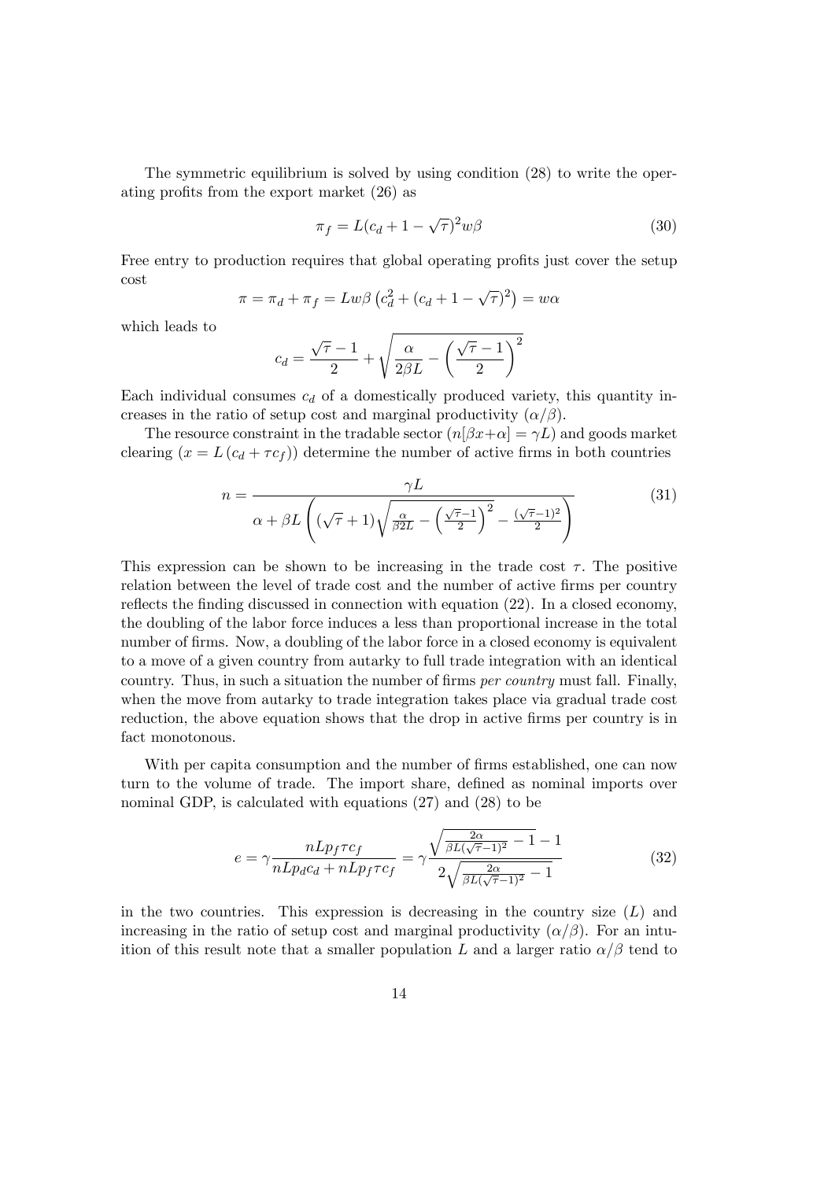The symmetric equilibrium is solved by using condition (28) to write the operating profits from the export market (26) as

$$\pi_f = L(c_d + 1 - \sqrt{\tau})^2 w\beta \tag{30}$$

Free entry to production requires that global operating profits just cover the setup cost

$$\pi = \pi_d + \pi_f = Lw\beta\left(c_d^2 + (c_d + 1 - \sqrt{\tau})^2\right) = w\alpha$$

which leads to

$$c_d = \frac{\sqrt{\tau} - 1}{2} + \sqrt{\frac{\alpha}{2\beta L} - \left(\frac{\sqrt{\tau} - 1}{2}\right)^2}$$

Each individual consumes $c_d$ of a domestically produced variety, this quantity increases in the ratio of setup cost and marginal productivity ($\alpha/\beta$).

The resource constraint in the tradable sector ($n[\beta x + \alpha] = \gamma L$) and goods market clearing ($x = L(c_d + \tau c_f)$) determine the number of active firms in both countries

$$n = \frac{\gamma L}{\alpha + \beta L\left((\sqrt{\tau} + 1)\sqrt{\frac{\alpha}{\beta 2L} - \left(\frac{\sqrt{\tau} - 1}{2}\right)^2} - \frac{(\sqrt{\tau} - 1)^2}{2}\right)} \tag{31}$$

This expression can be shown to be increasing in the trade cost $\tau$. The positive relation between the level of trade cost and the number of active firms per country reflects the finding discussed in connection with equation (22). In a closed economy, the doubling of the labor force induces a less than proportional increase in the total number of firms. Now, a doubling of the labor force in a closed economy is equivalent to a move of a given country from autarky to full trade integration with an identical country. Thus, in such a situation the number of firms *per country* must fall. Finally, when the move from autarky to trade integration takes place via gradual trade cost reduction, the above equation shows that the drop in active firms per country is in fact monotonous.

With per capita consumption and the number of firms established, one can now turn to the volume of trade. The import share, defined as nominal imports over nominal GDP, is calculated with equations (27) and (28) to be

$$e = \gamma \frac{nLp_f\tau c_f}{nLp_d c_d + nLp_f\tau c_f} = \gamma \frac{\sqrt{\frac{2\alpha}{\beta L(\sqrt{\tau}-1)^2} - 1} - 1}{2\sqrt{\frac{2\alpha}{\beta L(\sqrt{\tau}-1)^2} - 1}} \tag{32}$$

in the two countries. This expression is decreasing in the country size ($L$) and increasing in the ratio of setup cost and marginal productivity ($\alpha/\beta$). For an intuition of this result note that a smaller population $L$ and a larger ratio $\alpha/\beta$ tend to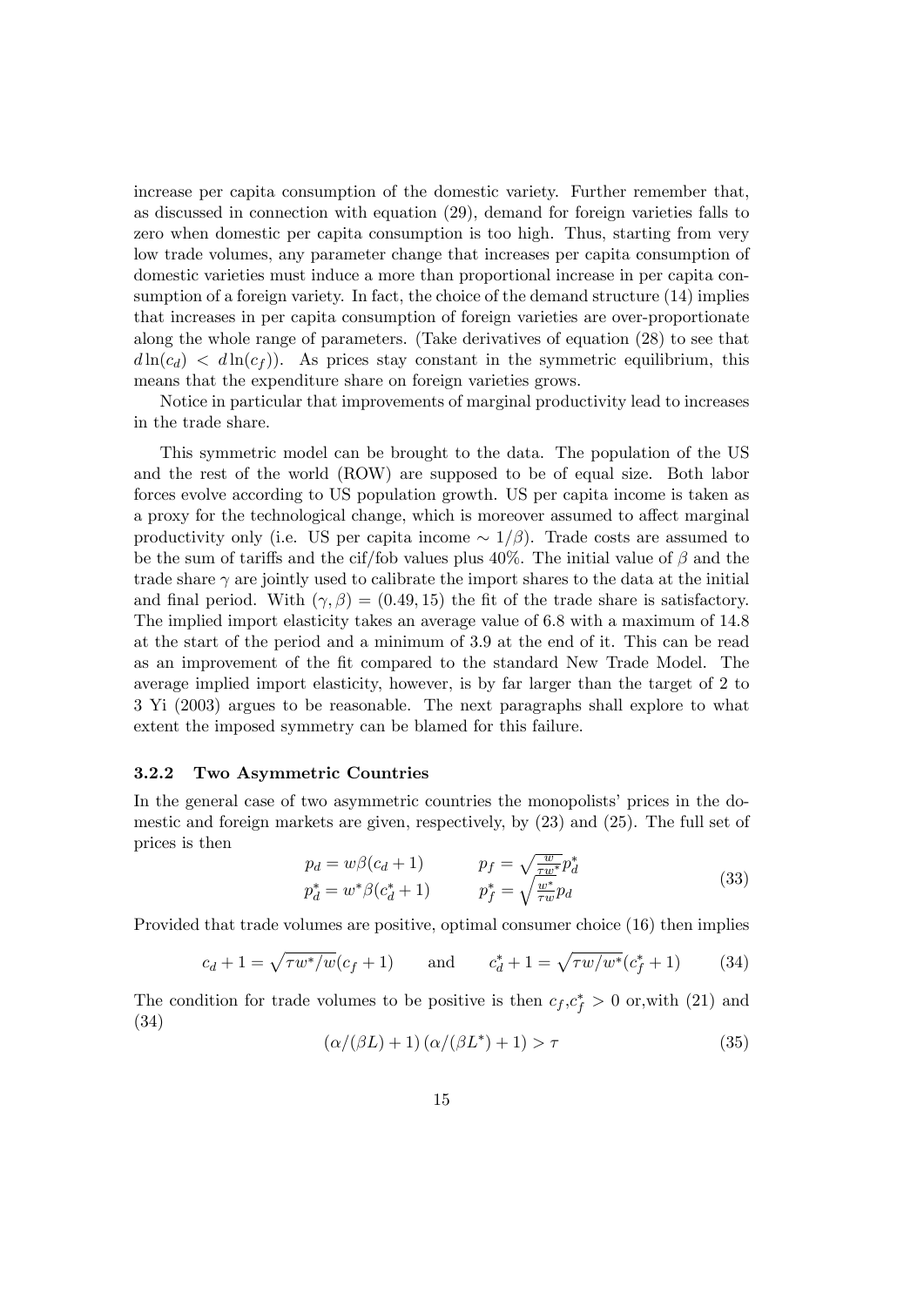increase per capita consumption of the domestic variety. Further remember that, as discussed in connection with equation (29), demand for foreign varieties falls to zero when domestic per capita consumption is too high. Thus, starting from very low trade volumes, any parameter change that increases per capita consumption of domestic varieties must induce a more than proportional increase in per capita consumption of a foreign variety. In fact, the choice of the demand structure (14) implies that increases in per capita consumption of foreign varieties are over-proportionate along the whole range of parameters. (Take derivatives of equation (28) to see that $d\ln(c_d) < d\ln(c_f)$). As prices stay constant in the symmetric equilibrium, this means that the expenditure share on foreign varieties grows.

Notice in particular that improvements of marginal productivity lead to increases in the trade share.

This symmetric model can be brought to the data. The population of the US and the rest of the world (ROW) are supposed to be of equal size. Both labor forces evolve according to US population growth. US per capita income is taken as a proxy for the technological change, which is moreover assumed to affect marginal productivity only (i.e. US per capita income $\sim 1/\beta$). Trade costs are assumed to be the sum of tariffs and the cif/fob values plus 40%. The initial value of $\beta$ and the trade share $\gamma$ are jointly used to calibrate the import shares to the data at the initial and final period. With $(\gamma, \beta) = (0.49, 15)$ the fit of the trade share is satisfactory. The implied import elasticity takes an average value of 6.8 with a maximum of 14.8 at the start of the period and a minimum of 3.9 at the end of it. This can be read as an improvement of the fit compared to the standard New Trade Model. The average implied import elasticity, however, is by far larger than the target of 2 to 3 Yi (2003) argues to be reasonable. The next paragraphs shall explore to what extent the imposed symmetry can be blamed for this failure.

### 3.2.2 Two Asymmetric Countries

In the general case of two asymmetric countries the monopolists' prices in the domestic and foreign markets are given, respectively, by (23) and (25). The full set of prices is then

$$\begin{array}{ll} p_d = w\beta(c_d + 1) & p_f = \sqrt{\frac{w}{\tau w^*}} p_d^* \\ p_d^* = w^*\beta(c_d^* + 1) & p_f^* = \sqrt{\frac{w^*}{\tau w}} p_d \end{array} \tag{33}$$

Provided that trade volumes are positive, optimal consumer choice (16) then implies

$$c_d + 1 = \sqrt{\tau w^*/w}(c_f + 1) \qquad \text{and} \qquad c_d^* + 1 = \sqrt{\tau w/w^*}(c_f^* + 1) \tag{34}$$

The condition for trade volumes to be positive is then $c_f, c_f^* > 0$ or,with (21) and (34)

$$\left(\alpha/(\beta L) + 1\right)\left(\alpha/(\beta L^*) + 1\right) > \tau \tag{35}$$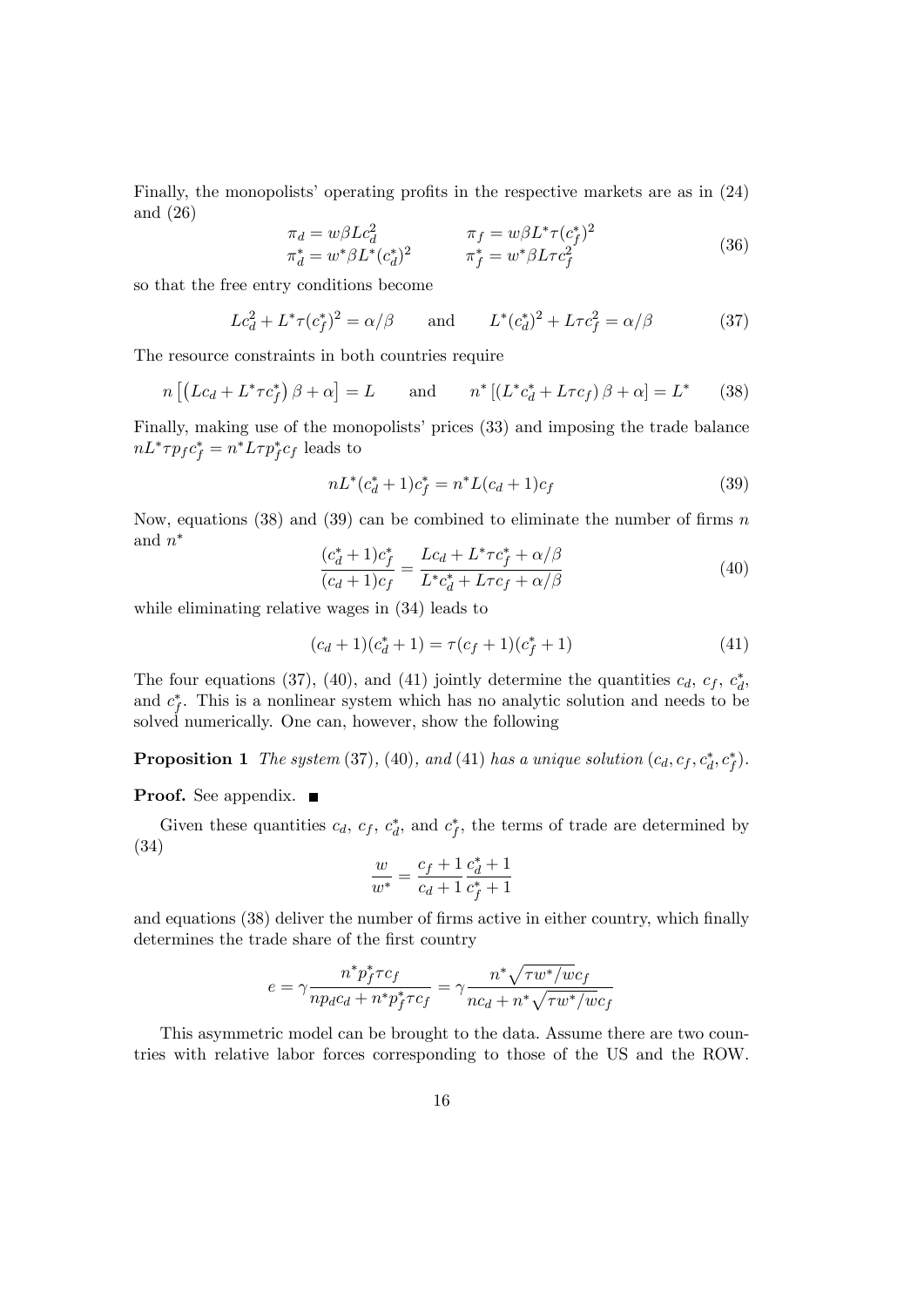Finally, the monopolists' operating profits in the respective markets are as in (24) and (26)

$$
\begin{aligned}
\pi_d &= w\beta L c_d^2 & \pi_f &= w\beta L^* \tau (c_f^*)^2 \\
\pi_d^* &= w^* \beta L^* (c_d^*)^2 & \pi_f^* &= w^* \beta L \tau c_f^2
\end{aligned}
\tag{36}
$$

so that the free entry conditions become

$$
L c_d^2 + L^* \tau (c_f^*)^2 = \alpha/\beta \qquad \text{and} \qquad L^* (c_d^*)^2 + L\tau c_f^2 = \alpha/\beta \tag{37}
$$

The resource constraints in both countries require

$$
n\left[\left(L c_d + L^* \tau c_f^*\right)\beta + \alpha\right] = L \qquad \text{and} \qquad n^*\left[\left(L^* c_d^* + L\tau c_f\right)\beta + \alpha\right] = L^* \tag{38}
$$

Finally, making use of the monopolists' prices (33) and imposing the trade balance $nL^*\tau p_f c_f^* = n^* L \tau p_f^* c_f$ leads to

$$
nL^*(c_d^* + 1)c_f^* = n^* L (c_d + 1) c_f \tag{39}
$$

Now, equations (38) and (39) can be combined to eliminate the number of firms $n$ and $n^*$

$$
\frac{(c_d^* + 1)c_f^*}{(c_d + 1)c_f} = \frac{L c_d + L^* \tau c_f^* + \alpha/\beta}{L^* c_d^* + L\tau c_f + \alpha/\beta} \tag{40}
$$

while eliminating relative wages in (34) leads to

$$
(c_d + 1)(c_d^* + 1) = \tau (c_f + 1)(c_f^* + 1) \tag{41}
$$

The four equations (37), (40), and (41) jointly determine the quantities $c_d$, $c_f$, $c_d^*$, and $c_f^*$. This is a nonlinear system which has no analytic solution and needs to be solved numerically. One can, however, show the following

**Proposition 1** *The system* (37), (40), *and* (41) *has a unique solution* $(c_d, c_f, c_d^*, c_f^*)$.

**Proof.** See appendix. ■

Given these quantities $c_d$, $c_f$, $c_d^*$, and $c_f^*$, the terms of trade are determined by (34)

$$
\frac{w}{w^*} = \frac{c_f + 1}{c_d + 1}\frac{c_d^* + 1}{c_f^* + 1}
$$

and equations (38) deliver the number of firms active in either country, which finally determines the trade share of the first country

$$
e = \gamma \frac{n^* p_f^* \tau c_f}{n p_d c_d + n^* p_f^* \tau c_f} = \gamma \frac{n^* \sqrt{\tau w^*/w}\, c_f}{n c_d + n^* \sqrt{\tau w^*/w}\, c_f}
$$

This asymmetric model can be brought to the data. Assume there are two countries with relative labor forces corresponding to those of the US and the ROW.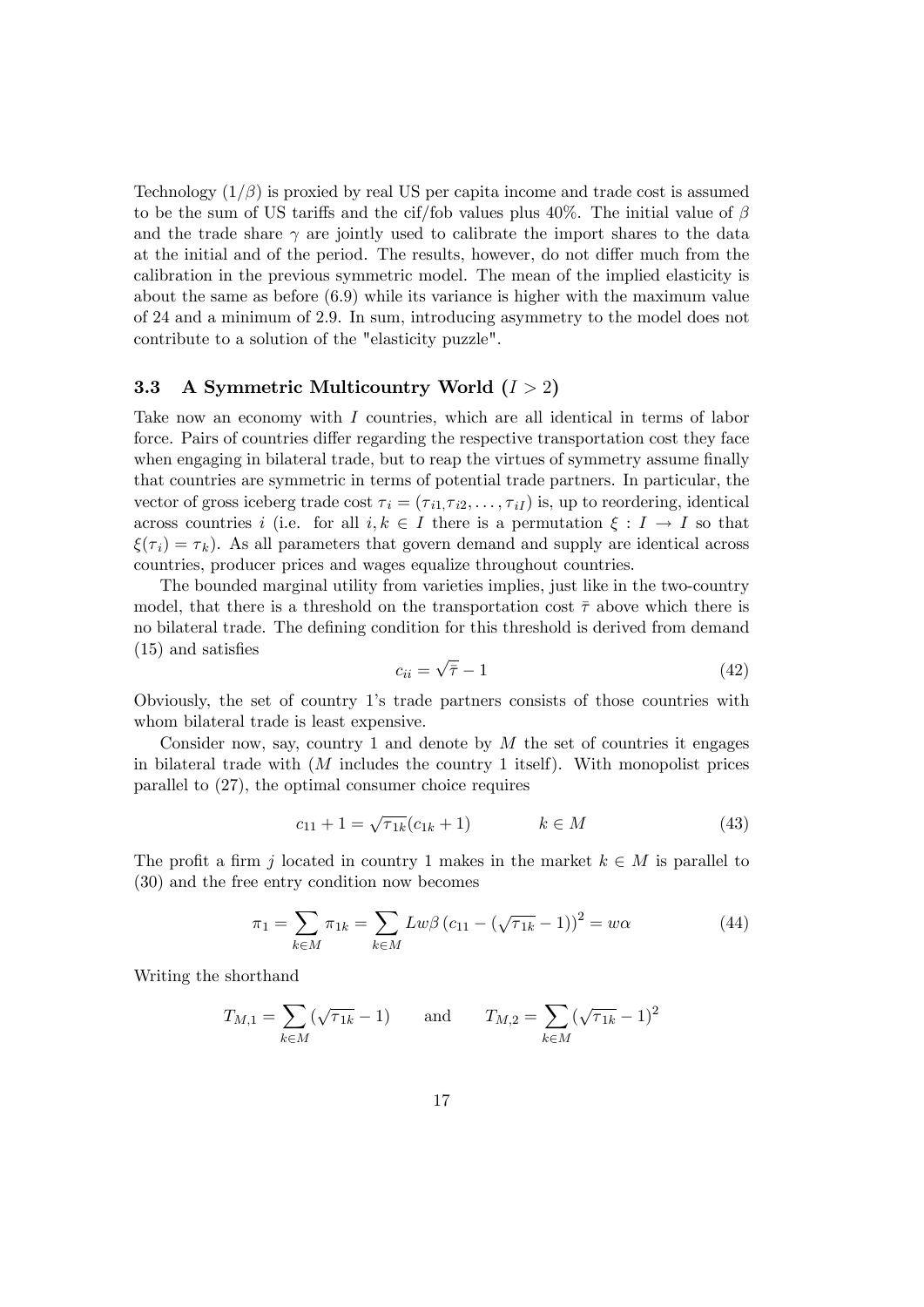Technology ($1/\beta$) is proxied by real US per capita income and trade cost is assumed to be the sum of US tariffs and the cif/fob values plus 40%. The initial value of $\beta$ and the trade share $\gamma$ are jointly used to calibrate the import shares to the data at the initial and of the period. The results, however, do not differ much from the calibration in the previous symmetric model. The mean of the implied elasticity is about the same as before (6.9) while its variance is higher with the maximum value of 24 and a minimum of 2.9. In sum, introducing asymmetry to the model does not contribute to a solution of the "elasticity puzzle".

### 3.3 A Symmetric Multicountry World ($I > 2$)

Take now an economy with $I$ countries, which are all identical in terms of labor force. Pairs of countries differ regarding the respective transportation cost they face when engaging in bilateral trade, but to reap the virtues of symmetry assume finally that countries are symmetric in terms of potential trade partners. In particular, the vector of gross iceberg trade cost $\tau_i = (\tau_{i1,}\tau_{i2}, \ldots, \tau_{iI})$ is, up to reordering, identical across countries $i$ (i.e. for all $i, k \in I$ there is a permutation $\xi : I \rightarrow I$ so that $\xi(\tau_i) = \tau_k$). As all parameters that govern demand and supply are identical across countries, producer prices and wages equalize throughout countries.

The bounded marginal utility from varieties implies, just like in the two-country model, that there is a threshold on the transportation cost $\bar{\tau}$ above which there is no bilateral trade. The defining condition for this threshold is derived from demand (15) and satisfies

$$c_{ii} = \sqrt{\bar{\tau}} - 1 \tag{42}$$

Obviously, the set of country 1's trade partners consists of those countries with whom bilateral trade is least expensive.

Consider now, say, country 1 and denote by $M$ the set of countries it engages in bilateral trade with ($M$ includes the country 1 itself). With monopolist prices parallel to (27), the optimal consumer choice requires

$$c_{11} + 1 = \sqrt{\tau_{1k}}(c_{1k} + 1) \qquad\qquad k \in M \tag{43}$$

The profit a firm $j$ located in country 1 makes in the market $k \in M$ is parallel to (30) and the free entry condition now becomes

$$\pi_1 = \sum_{k \in M} \pi_{1k} = \sum_{k \in M} Lw\beta \left(c_{11} - (\sqrt{\tau_{1k}} - 1)\right)^2 = w\alpha \tag{44}$$

Writing the shorthand

$$T_{M,1} = \sum_{k \in M} (\sqrt{\tau_{1k}} - 1) \qquad \text{and} \qquad T_{M,2} = \sum_{k \in M} (\sqrt{\tau_{1k}} - 1)^2$$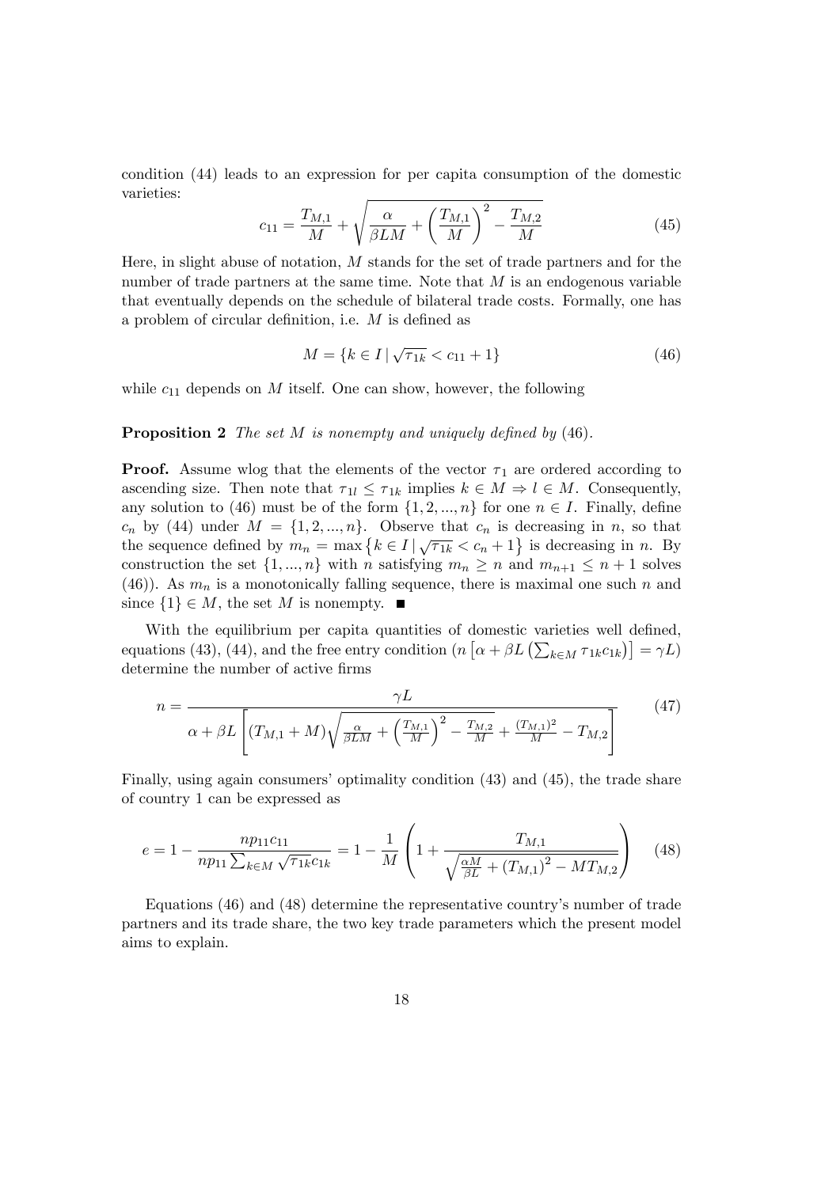condition (44) leads to an expression for per capita consumption of the domestic varieties:

$$c_{11} = \frac{T_{M,1}}{M} + \sqrt{\frac{\alpha}{\beta L M} + \left(\frac{T_{M,1}}{M}\right)^2 - \frac{T_{M,2}}{M}} \tag{45}$$

Here, in slight abuse of notation, $M$ stands for the set of trade partners and for the number of trade partners at the same time. Note that $M$ is an endogenous variable that eventually depends on the schedule of bilateral trade costs. Formally, one has a problem of circular definition, i.e. $M$ is defined as

$$M = \{k \in I \mid \sqrt{\tau_{1k}} < c_{11} + 1\} \tag{46}$$

while $c_{11}$ depends on $M$ itself. One can show, however, the following

**Proposition 2** *The set $M$ is nonempty and uniquely defined by* (46).

**Proof.** Assume wlog that the elements of the vector $\tau_1$ are ordered according to ascending size. Then note that $\tau_{1l} \leq \tau_{1k}$ implies $k \in M \Rightarrow l \in M$. Consequently, any solution to (46) must be of the form $\{1, 2, ..., n\}$ for one $n \in I$. Finally, define $c_n$ by (44) under $M = \{1, 2, ..., n\}$. Observe that $c_n$ is decreasing in $n$, so that the sequence defined by $m_n = \max\{k \in I \mid \sqrt{\tau_{1k}} < c_n + 1\}$ is decreasing in $n$. By construction the set $\{1, ..., n\}$ with $n$ satisfying $m_n \geq n$ and $m_{n+1} \leq n + 1$ solves (46)). As $m_n$ is a monotonically falling sequence, there is maximal one such $n$ and since $\{1\} \in M$, the set $M$ is nonempty. ■

With the equilibrium per capita quantities of domestic varieties well defined, equations (43), (44), and the free entry condition ($n\left[\alpha + \beta L \left(\sum_{k \in M} \tau_{1k} c_{1k}\right)\right] = \gamma L$) determine the number of active firms

$$n = \frac{\gamma L}{\alpha + \beta L \left[(T_{M,1} + M)\sqrt{\frac{\alpha}{\beta L M} + \left(\frac{T_{M,1}}{M}\right)^2 - \frac{T_{M,2}}{M}} + \frac{(T_{M,1})^2}{M} - T_{M,2}\right]} \tag{47}$$

Finally, using again consumers' optimality condition (43) and (45), the trade share of country 1 can be expressed as

$$e = 1 - \frac{n p_{11} c_{11}}{n p_{11} \sum_{k \in M} \sqrt{\tau_{1k}} c_{1k}} = 1 - \frac{1}{M}\left(1 + \frac{T_{M,1}}{\sqrt{\frac{\alpha M}{\beta L} + (T_{M,1})^2 - M T_{M,2}}}\right) \tag{48}$$

Equations (46) and (48) determine the representative country's number of trade partners and its trade share, the two key trade parameters which the present model aims to explain.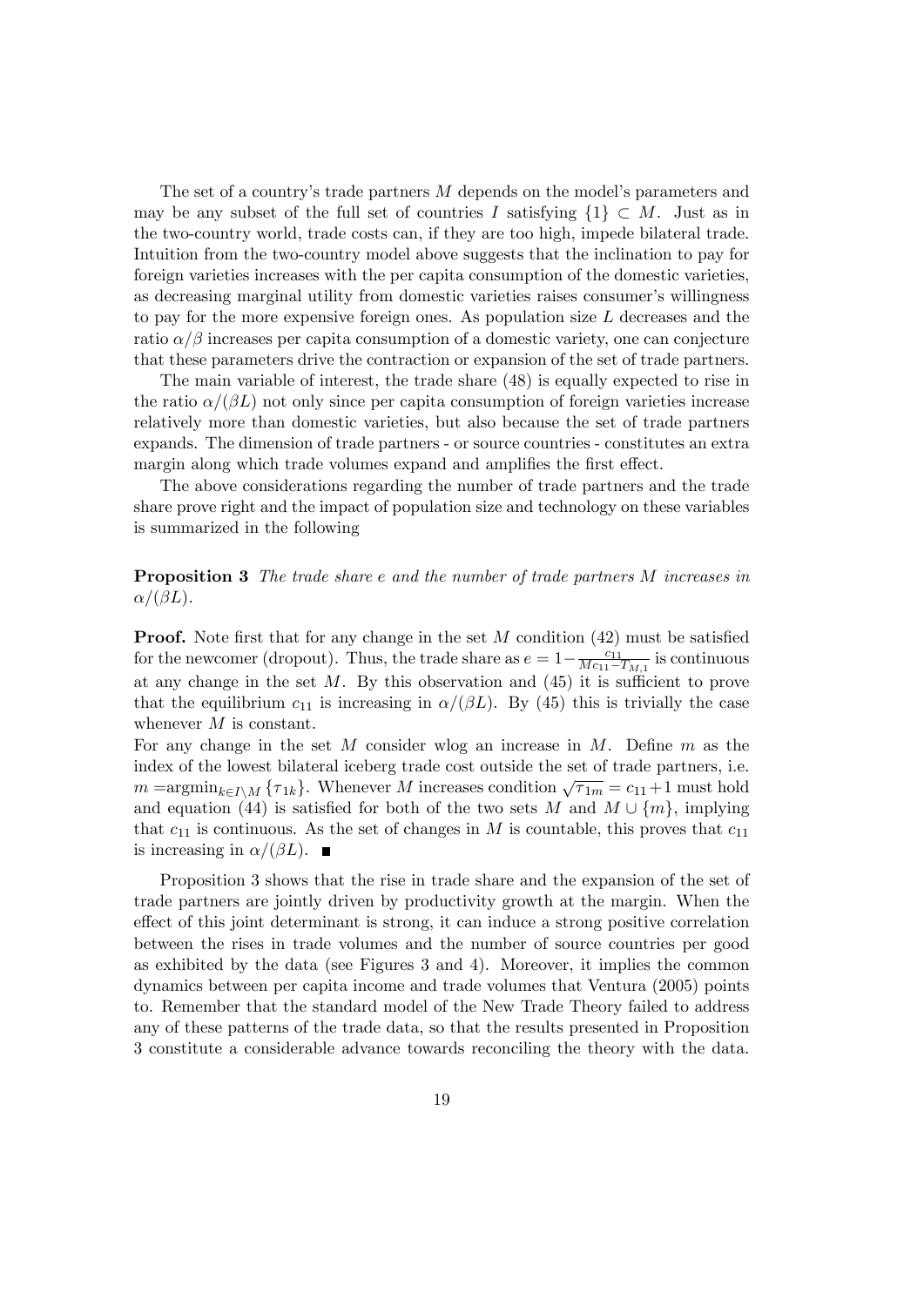The set of a country's trade partners $M$ depends on the model's parameters and may be any subset of the full set of countries $I$ satisfying $\{1\} \subset M$. Just as in the two-country world, trade costs can, if they are too high, impede bilateral trade. Intuition from the two-country model above suggests that the inclination to pay for foreign varieties increases with the per capita consumption of the domestic varieties, as decreasing marginal utility from domestic varieties raises consumer's willingness to pay for the more expensive foreign ones. As population size $L$ decreases and the ratio $\alpha/\beta$ increases per capita consumption of a domestic variety, one can conjecture that these parameters drive the contraction or expansion of the set of trade partners.

The main variable of interest, the trade share (48) is equally expected to rise in the ratio $\alpha/(\beta L)$ not only since per capita consumption of foreign varieties increase relatively more than domestic varieties, but also because the set of trade partners expands. The dimension of trade partners - or source countries - constitutes an extra margin along which trade volumes expand and amplifies the first effect.

The above considerations regarding the number of trade partners and the trade share prove right and the impact of population size and technology on these variables is summarized in the following

**Proposition 3** *The trade share $e$ and the number of trade partners $M$ increases in $\alpha/(\beta L)$.*

**Proof.** Note first that for any change in the set $M$ condition (42) must be satisfied for the newcomer (dropout). Thus, the trade share as $e = 1 - \frac{c_{11}}{Mc_{11} - T_{M,1}}$ is continuous at any change in the set $M$. By this observation and (45) it is sufficient to prove that the equilibrium $c_{11}$ is increasing in $\alpha/(\beta L)$. By (45) this is trivially the case whenever $M$ is constant.
For any change in the set $M$ consider wlog an increase in $M$. Define $m$ as the index of the lowest bilateral iceberg trade cost outside the set of trade partners, i.e. $m = \text{argmin}_{k \in I \setminus M} \{\tau_{1k}\}$. Whenever $M$ increases condition $\sqrt{\tau_{1m}} = c_{11} + 1$ must hold and equation (44) is satisfied for both of the two sets $M$ and $M \cup \{m\}$, implying that $c_{11}$ is continuous. As the set of changes in $M$ is countable, this proves that $c_{11}$ is increasing in $\alpha/(\beta L)$. ■

Proposition 3 shows that the rise in trade share and the expansion of the set of trade partners are jointly driven by productivity growth at the margin. When the effect of this joint determinant is strong, it can induce a strong positive correlation between the rises in trade volumes and the number of source countries per good as exhibited by the data (see Figures 3 and 4). Moreover, it implies the common dynamics between per capita income and trade volumes that Ventura (2005) points to. Remember that the standard model of the New Trade Theory failed to address any of these patterns of the trade data, so that the results presented in Proposition 3 constitute a considerable advance towards reconciling the theory with the data.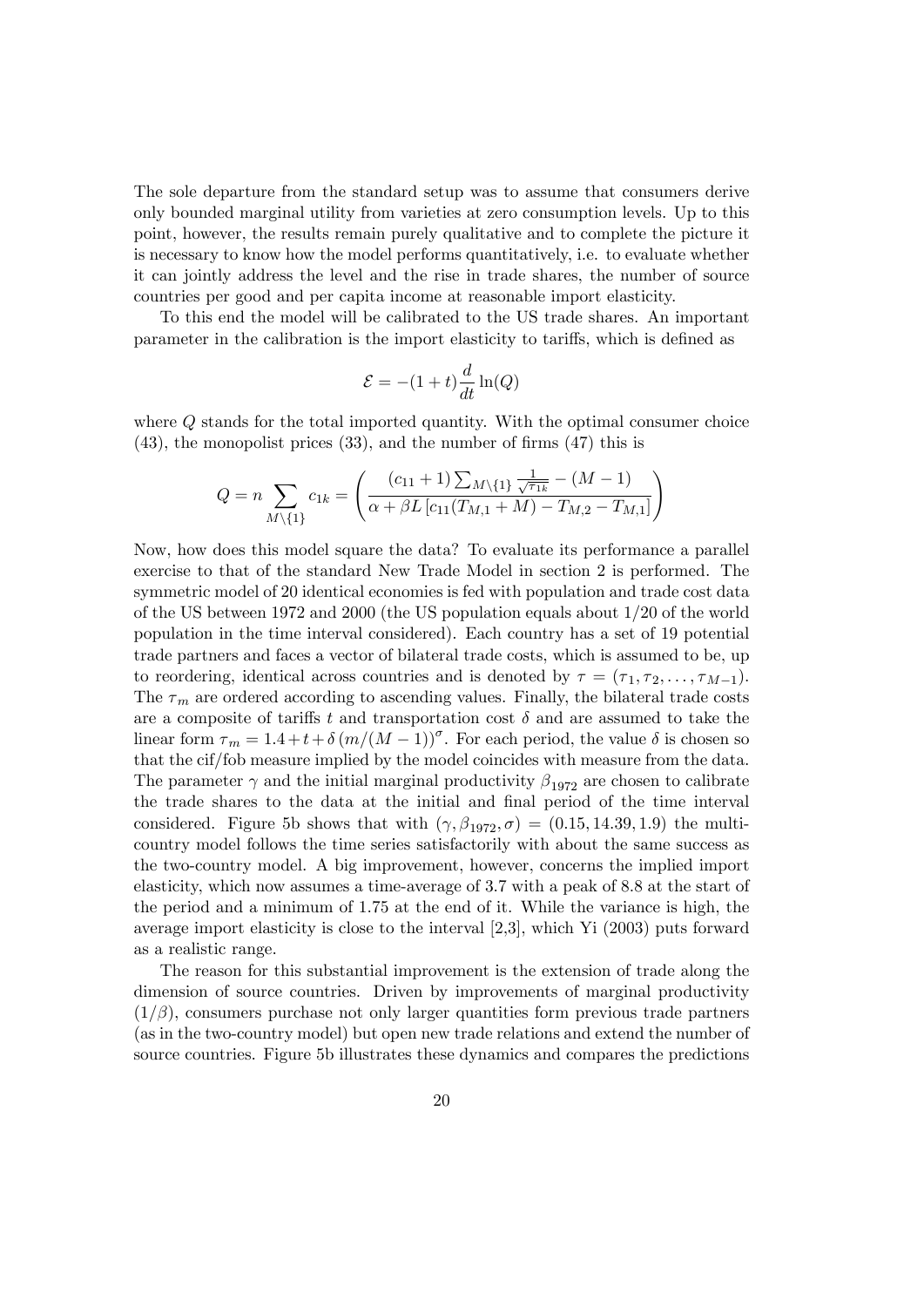The sole departure from the standard setup was to assume that consumers derive only bounded marginal utility from varieties at zero consumption levels. Up to this point, however, the results remain purely qualitative and to complete the picture it is necessary to know how the model performs quantitatively, i.e. to evaluate whether it can jointly address the level and the rise in trade shares, the number of source countries per good and per capita income at reasonable import elasticity.

To this end the model will be calibrated to the US trade shares. An important parameter in the calibration is the import elasticity to tariffs, which is defined as

$$\mathcal{E} = -(1+t)\frac{d}{dt}\ln(Q)$$

where $Q$ stands for the total imported quantity. With the optimal consumer choice (43), the monopolist prices (33), and the number of firms (47) this is

$$Q = n \sum_{M\setminus\{1\}} c_{1k} = \left( \frac{(c_{11}+1)\sum_{M\setminus\{1\}} \frac{1}{\sqrt{\tau_{1k}}} - (M-1)}{\alpha + \beta L \left[ c_{11}(T_{M,1}+M) - T_{M,2} - T_{M,1} \right]} \right)$$

Now, how does this model square the data? To evaluate its performance a parallel exercise to that of the standard New Trade Model in section 2 is performed. The symmetric model of 20 identical economies is fed with population and trade cost data of the US between 1972 and 2000 (the US population equals about 1/20 of the world population in the time interval considered). Each country has a set of 19 potential trade partners and faces a vector of bilateral trade costs, which is assumed to be, up to reordering, identical across countries and is denoted by $\tau = (\tau_1, \tau_2, \ldots, \tau_{M-1})$. The $\tau_m$ are ordered according to ascending values. Finally, the bilateral trade costs are a composite of tariffs $t$ and transportation cost $\delta$ and are assumed to take the linear form $\tau_m = 1.4 + t + \delta\,(m/(M-1))^{\sigma}$. For each period, the value $\delta$ is chosen so that the cif/fob measure implied by the model coincides with measure from the data. The parameter $\gamma$ and the initial marginal productivity $\beta_{1972}$ are chosen to calibrate the trade shares to the data at the initial and final period of the time interval considered. Figure 5b shows that with $(\gamma, \beta_{1972}, \sigma) = (0.15, 14.39, 1.9)$ the multi-country model follows the time series satisfactorily with about the same success as the two-country model. A big improvement, however, concerns the implied import elasticity, which now assumes a time-average of 3.7 with a peak of 8.8 at the start of the period and a minimum of 1.75 at the end of it. While the variance is high, the average import elasticity is close to the interval [2,3], which Yi (2003) puts forward as a realistic range.

The reason for this substantial improvement is the extension of trade along the dimension of source countries. Driven by improvements of marginal productivity $(1/\beta)$, consumers purchase not only larger quantities form previous trade partners (as in the two-country model) but open new trade relations and extend the number of source countries. Figure 5b illustrates these dynamics and compares the predictions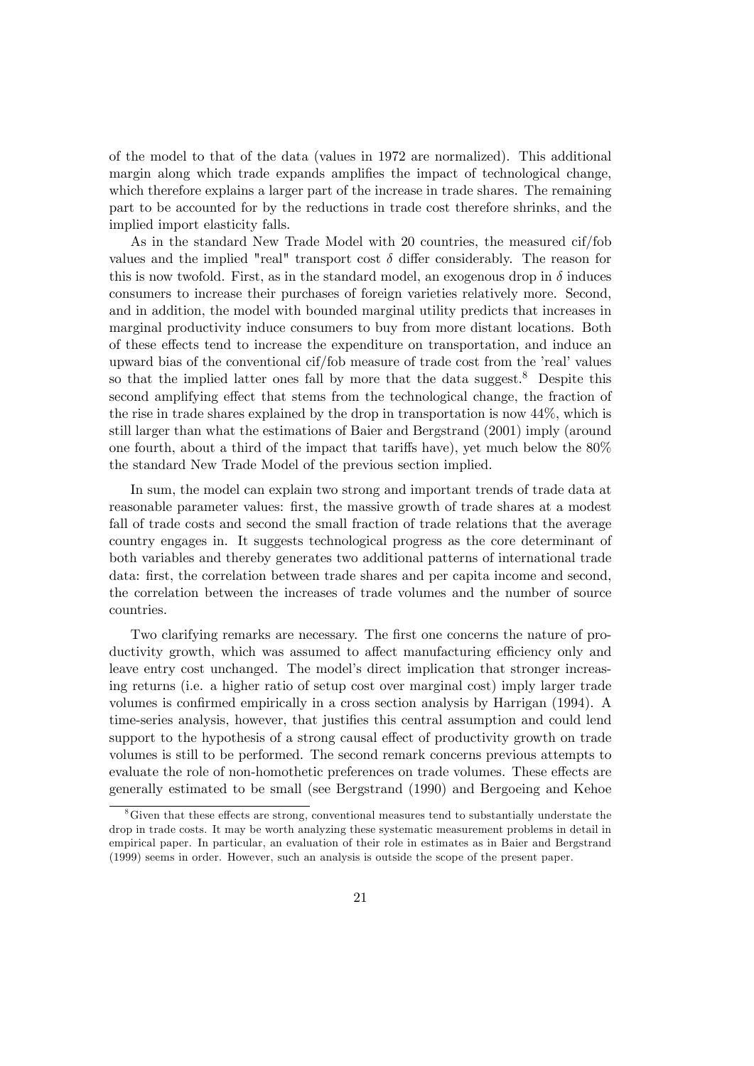of the model to that of the data (values in 1972 are normalized). This additional margin along which trade expands amplifies the impact of technological change, which therefore explains a larger part of the increase in trade shares. The remaining part to be accounted for by the reductions in trade cost therefore shrinks, and the implied import elasticity falls.

As in the standard New Trade Model with 20 countries, the measured cif/fob values and the implied "real" transport cost $\delta$ differ considerably. The reason for this is now twofold. First, as in the standard model, an exogenous drop in $\delta$ induces consumers to increase their purchases of foreign varieties relatively more. Second, and in addition, the model with bounded marginal utility predicts that increases in marginal productivity induce consumers to buy from more distant locations. Both of these effects tend to increase the expenditure on transportation, and induce an upward bias of the conventional cif/fob measure of trade cost from the 'real' values so that the implied latter ones fall by more that the data suggest.[8] Despite this second amplifying effect that stems from the technological change, the fraction of the rise in trade shares explained by the drop in transportation is now 44%, which is still larger than what the estimations of Baier and Bergstrand (2001) imply (around one fourth, about a third of the impact that tariffs have), yet much below the 80% the standard New Trade Model of the previous section implied.

In sum, the model can explain two strong and important trends of trade data at reasonable parameter values: first, the massive growth of trade shares at a modest fall of trade costs and second the small fraction of trade relations that the average country engages in. It suggests technological progress as the core determinant of both variables and thereby generates two additional patterns of international trade data: first, the correlation between trade shares and per capita income and second, the correlation between the increases of trade volumes and the number of source countries.

Two clarifying remarks are necessary. The first one concerns the nature of productivity growth, which was assumed to affect manufacturing efficiency only and leave entry cost unchanged. The model's direct implication that stronger increasing returns (i.e. a higher ratio of setup cost over marginal cost) imply larger trade volumes is confirmed empirically in a cross section analysis by Harrigan (1994). A time-series analysis, however, that justifies this central assumption and could lend support to the hypothesis of a strong causal effect of productivity growth on trade volumes is still to be performed. The second remark concerns previous attempts to evaluate the role of non-homothetic preferences on trade volumes. These effects are generally estimated to be small (see Bergstrand (1990) and Bergoeing and Kehoe

[8] Given that these effects are strong, conventional measures tend to substantially understate the drop in trade costs. It may be worth analyzing these systematic measurement problems in detail in empirical paper. In particular, an evaluation of their role in estimates as in Baier and Bergstrand (1999) seems in order. However, such an analysis is outside the scope of the present paper.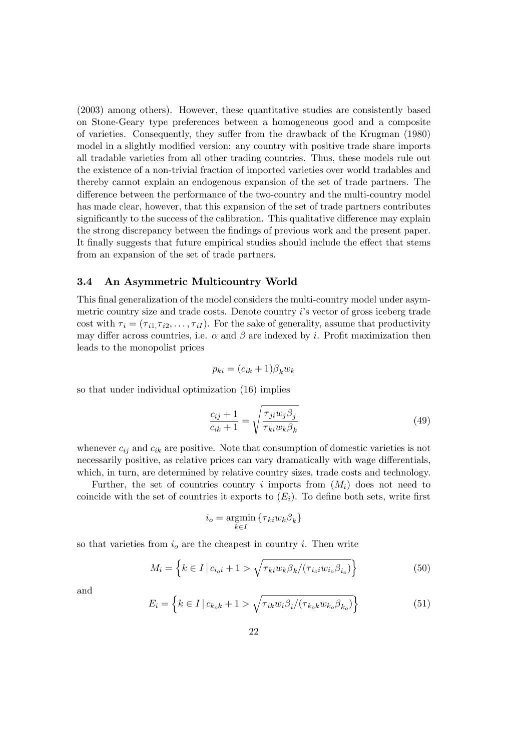(2003) among others). However, these quantitative studies are consistently based on Stone-Geary type preferences between a homogeneous good and a composite of varieties. Consequently, they suffer from the drawback of the Krugman (1980) model in a slightly modified version: any country with positive trade share imports all tradable varieties from all other trading countries. Thus, these models rule out the existence of a non-trivial fraction of imported varieties over world tradables and thereby cannot explain an endogenous expansion of the set of trade partners. The difference between the performance of the two-country and the multi-country model has made clear, however, that this expansion of the set of trade partners contributes significantly to the success of the calibration. This qualitative difference may explain the strong discrepancy between the findings of previous work and the present paper. It finally suggests that future empirical studies should include the effect that stems from an expansion of the set of trade partners.

### 3.4 An Asymmetric Multicountry World

This final generalization of the model considers the multi-country model under asymmetric country size and trade costs. Denote country $i$'s vector of gross iceberg trade cost with $\tau_i = (\tau_{i1}, \tau_{i2}, \dots, \tau_{iI})$. For the sake of generality, assume that productivity may differ across countries, i.e. $\alpha$ and $\beta$ are indexed by $i$. Profit maximization then leads to the monopolist prices

$$p_{ki} = (c_{ik} + 1)\beta_k w_k$$

so that under individual optimization (16) implies

$$\frac{c_{ij} + 1}{c_{ik} + 1} = \sqrt{\frac{\tau_{ji} w_j \beta_j}{\tau_{ki} w_k \beta_k}} \tag{49}$$

whenever $c_{ij}$ and $c_{ik}$ are positive. Note that consumption of domestic varieties is not necessarily positive, as relative prices can vary dramatically with wage differentials, which, in turn, are determined by relative country sizes, trade costs and technology.

Further, the set of countries country $i$ imports from ($M_i$) does not need to coincide with the set of countries it exports to ($E_i$). To define both sets, write first

$$i_o = \underset{k \in I}{\operatorname{argmin}} \{\tau_{ki} w_k \beta_k\}$$

so that varieties from $i_o$ are the cheapest in country $i$. Then write

$$M_i = \left\{ k \in I \,|\, c_{i_o i} + 1 > \sqrt{\tau_{ki} w_k \beta_k / (\tau_{i_o i} w_{i_o} \beta_{i_o})} \right\} \tag{50}$$

and

$$E_i = \left\{ k \in I \,|\, c_{k_o k} + 1 > \sqrt{\tau_{ik} w_i \beta_i / (\tau_{k_o k} w_{k_o} \beta_{k_o})} \right\} \tag{51}$$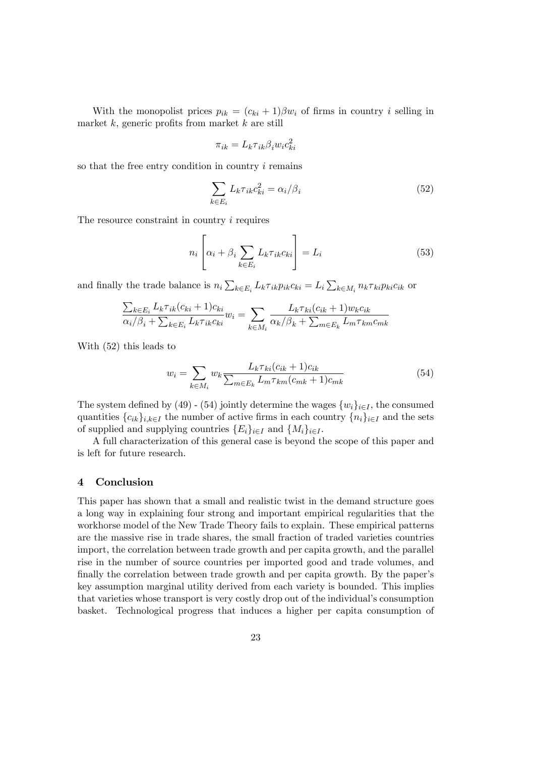With the monopolist prices $p_{ik} = (c_{ki} + 1)\beta w_i$ of firms in country $i$ selling in market $k$, generic profits from market $k$ are still

$$\pi_{ik} = L_k \tau_{ik} \beta_i w_i c_{ki}^2$$

so that the free entry condition in country $i$ remains

$$\sum_{k \in E_i} L_k \tau_{ik} c_{ki}^2 = \alpha_i / \beta_i \tag{52}$$

The resource constraint in country $i$ requires

$$n_i \left[ \alpha_i + \beta_i \sum_{k \in E_i} L_k \tau_{ik} c_{ki} \right] = L_i \tag{53}$$

and finally the trade balance is $n_i \sum_{k \in E_i} L_k \tau_{ik} p_{ik} c_{ki} = L_i \sum_{k \in M_i} n_k \tau_{ki} p_{ki} c_{ik}$ or

$$\frac{\sum_{k \in E_i} L_k \tau_{ik} (c_{ki} + 1) c_{ki}}{\alpha_i / \beta_i + \sum_{k \in E_i} L_k \tau_{ik} c_{ki}} w_i = \sum_{k \in M_i} \frac{L_k \tau_{ki} (c_{ik} + 1) w_k c_{ik}}{\alpha_k / \beta_k + \sum_{m \in E_k} L_m \tau_{km} c_{mk}}$$

With (52) this leads to

$$w_i = \sum_{k \in M_i} w_k \frac{L_k \tau_{ki} (c_{ik} + 1) c_{ik}}{\sum_{m \in E_k} L_m \tau_{km} (c_{mk} + 1) c_{mk}} \tag{54}$$

The system defined by (49) - (54) jointly determine the wages $\{w_i\}_{i \in I}$, the consumed quantities $\{c_{ik}\}_{i,k \in I}$ the number of active firms in each country $\{n_i\}_{i \in I}$ and the sets of supplied and supplying countries $\{E_i\}_{i \in I}$ and $\{M_i\}_{i \in I}$.

A full characterization of this general case is beyond the scope of this paper and is left for future research.

## 4 Conclusion

This paper has shown that a small and realistic twist in the demand structure goes a long way in explaining four strong and important empirical regularities that the workhorse model of the New Trade Theory fails to explain. These empirical patterns are the massive rise in trade shares, the small fraction of traded varieties countries import, the correlation between trade growth and per capita growth, and the parallel rise in the number of source countries per imported good and trade volumes, and finally the correlation between trade growth and per capita growth. By the paper's key assumption marginal utility derived from each variety is bounded. This implies that varieties whose transport is very costly drop out of the individual's consumption basket. Technological progress that induces a higher per capita consumption of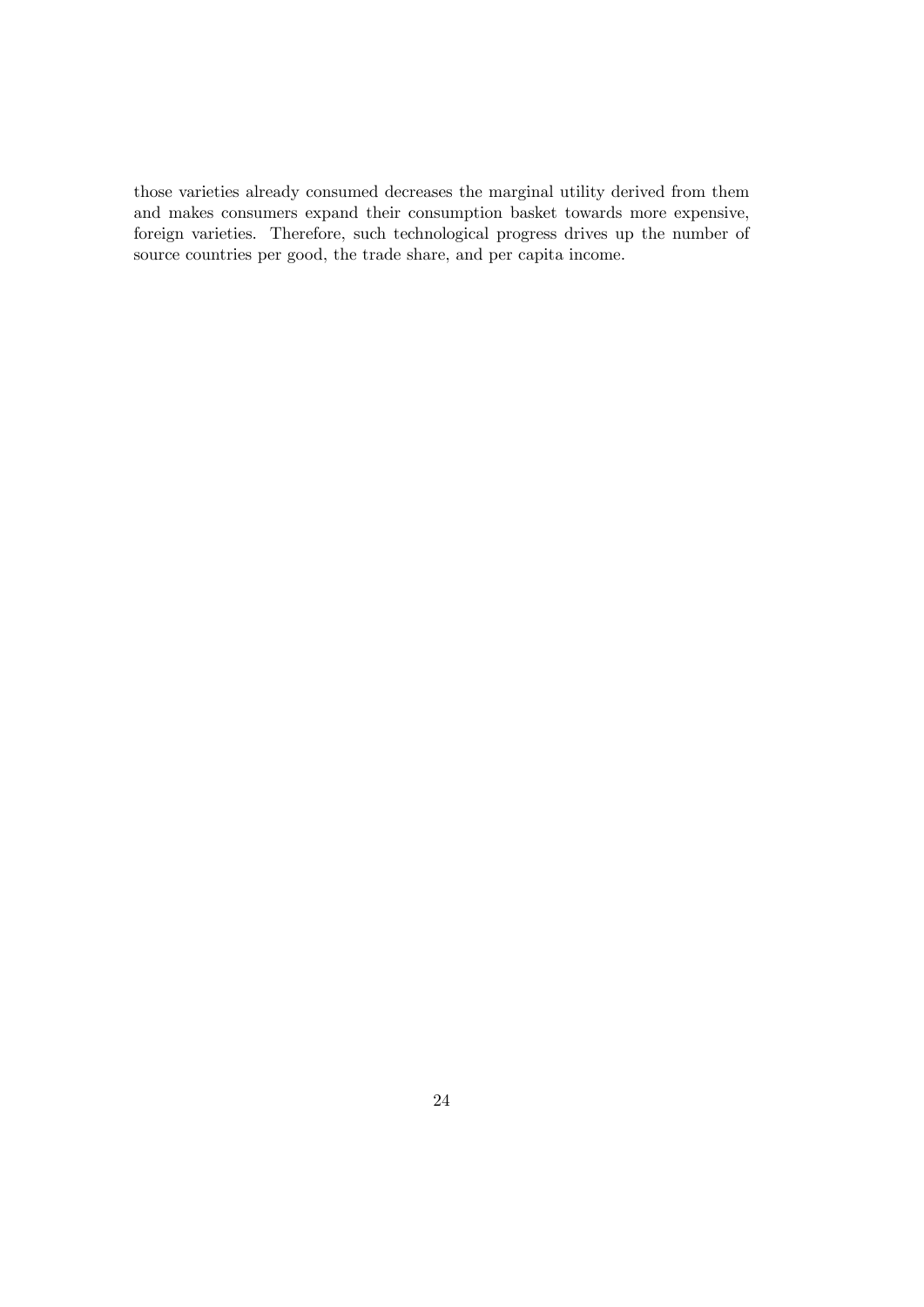those varieties already consumed decreases the marginal utility derived from them and makes consumers expand their consumption basket towards more expensive, foreign varieties. Therefore, such technological progress drives up the number of source countries per good, the trade share, and per capita income.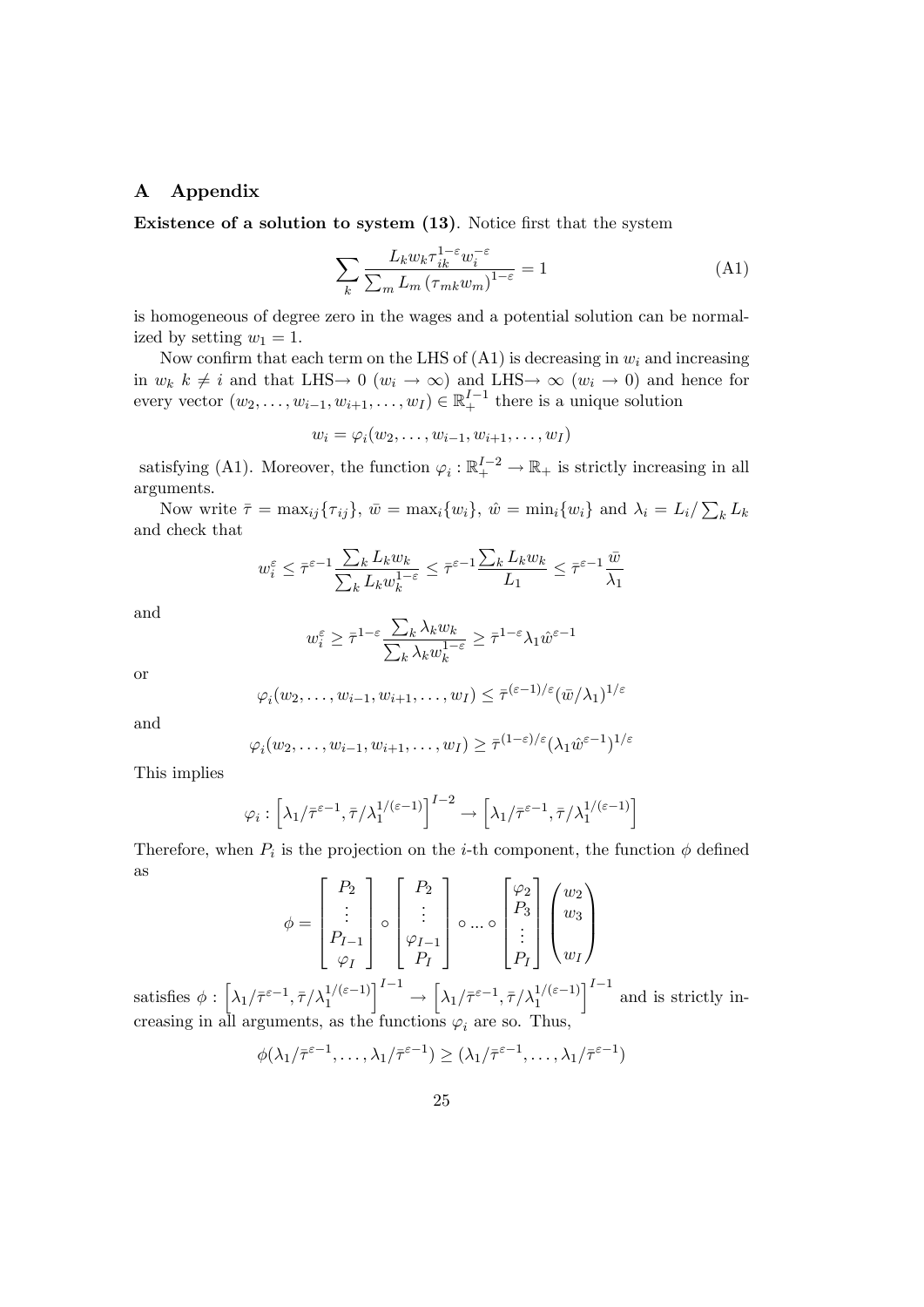# A Appendix

**Existence of a solution to system (13)**. Notice first that the system

$$\sum_k \frac{L_k w_k \tau_{ik}^{1-\varepsilon} w_i^{-\varepsilon}}{\sum_m L_m \left(\tau_{mk} w_m\right)^{1-\varepsilon}} = 1 \tag{A1}$$

is homogeneous of degree zero in the wages and a potential solution can be normalized by setting $w_1 = 1$.

Now confirm that each term on the LHS of (A1) is decreasing in $w_i$ and increasing in $w_k$ $k \neq i$ and that LHS$\to 0$ ($w_i \to \infty$) and LHS$\to \infty$ ($w_i \to 0$) and hence for every vector $(w_2, \ldots, w_{i-1}, w_{i+1}, \ldots, w_I) \in \mathbb{R}_+^{I-1}$ there is a unique solution

$$w_i = \varphi_i(w_2, \ldots, w_{i-1}, w_{i+1}, \ldots, w_I)$$

satisfying (A1). Moreover, the function $\varphi_i : \mathbb{R}_+^{I-2} \to \mathbb{R}_+$ is strictly increasing in all arguments.

Now write $\bar{\tau} = \max_{ij}\{\tau_{ij}\}$, $\bar{w} = \max_i\{w_i\}$, $\hat{w} = \min_i\{w_i\}$ and $\lambda_i = L_i / \sum_k L_k$ and check that

$$w_i^{\varepsilon} \leq \bar{\tau}^{\varepsilon-1} \frac{\sum_k L_k w_k}{\sum_k L_k w_k^{1-\varepsilon}} \leq \bar{\tau}^{\varepsilon-1} \frac{\sum_k L_k w_k}{L_1} \leq \bar{\tau}^{\varepsilon-1} \frac{\bar{w}}{\lambda_1}$$

and

$$w_i^{\varepsilon} \geq \bar{\tau}^{1-\varepsilon} \frac{\sum_k \lambda_k w_k}{\sum_k \lambda_k w_k^{1-\varepsilon}} \geq \bar{\tau}^{1-\varepsilon} \lambda_1 \hat{w}^{\varepsilon-1}$$

or

$$\varphi_i(w_2, \ldots, w_{i-1}, w_{i+1}, \ldots, w_I) \leq \bar{\tau}^{(\varepsilon-1)/\varepsilon} (\bar{w}/\lambda_1)^{1/\varepsilon}$$

and

$$\varphi_i(w_2, \ldots, w_{i-1}, w_{i+1}, \ldots, w_I) \geq \bar{\tau}^{(1-\varepsilon)/\varepsilon} (\lambda_1 \hat{w}^{\varepsilon-1})^{1/\varepsilon}$$

This implies

$$\varphi_i : \left[\lambda_1/\bar{\tau}^{\varepsilon-1}, \bar{\tau}/\lambda_1^{1/(\varepsilon-1)}\right]^{I-2} \to \left[\lambda_1/\bar{\tau}^{\varepsilon-1}, \bar{\tau}/\lambda_1^{1/(\varepsilon-1)}\right]$$

Therefore, when $P_i$ is the projection on the $i$-th component, the function $\phi$ defined as

$$\phi = \begin{bmatrix} P_2 \\ \vdots \\ P_{I-1} \\ \varphi_I \end{bmatrix} \circ \begin{bmatrix} P_2 \\ \vdots \\ \varphi_{I-1} \\ P_I \end{bmatrix} \circ \ldots \circ \begin{bmatrix} \varphi_2 \\ P_3 \\ \vdots \\ P_I \end{bmatrix} \begin{pmatrix} w_2 \\ w_3 \\ \\ w_I \end{pmatrix}$$

satisfies $\phi : \left[\lambda_1/\bar{\tau}^{\varepsilon-1}, \bar{\tau}/\lambda_1^{1/(\varepsilon-1)}\right]^{I-1} \to \left[\lambda_1/\bar{\tau}^{\varepsilon-1}, \bar{\tau}/\lambda_1^{1/(\varepsilon-1)}\right]^{I-1}$ and is strictly increasing in all arguments, as the functions $\varphi_i$ are so. Thus,

$$\phi(\lambda_1/\bar{\tau}^{\varepsilon-1}, \ldots, \lambda_1/\bar{\tau}^{\varepsilon-1}) \geq (\lambda_1/\bar{\tau}^{\varepsilon-1}, \ldots, \lambda_1/\bar{\tau}^{\varepsilon-1})$$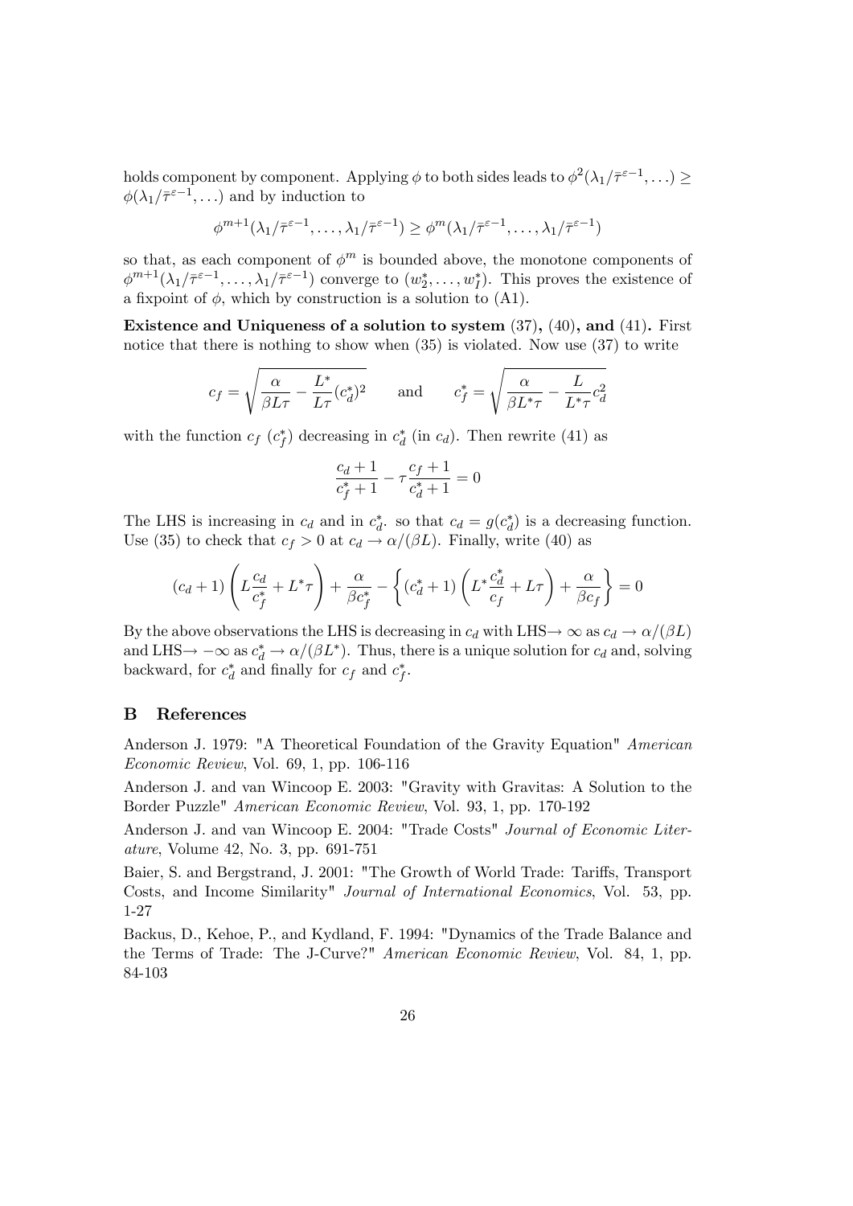holds component by component. Applying $\phi$ to both sides leads to $\phi^2(\lambda_1/\bar{\tau}^{\varepsilon-1},\ldots) \geq \phi(\lambda_1/\bar{\tau}^{\varepsilon-1},\ldots)$ and by induction to

$$\phi^{m+1}(\lambda_1/\bar{\tau}^{\varepsilon-1},\ldots,\lambda_1/\bar{\tau}^{\varepsilon-1}) \geq \phi^{m}(\lambda_1/\bar{\tau}^{\varepsilon-1},\ldots,\lambda_1/\bar{\tau}^{\varepsilon-1})$$

so that, as each component of $\phi^m$ is bounded above, the monotone components of $\phi^{m+1}(\lambda_1/\bar{\tau}^{\varepsilon-1},\ldots,\lambda_1/\bar{\tau}^{\varepsilon-1})$ converge to $(w_2^*,\ldots,w_I^*)$. This proves the existence of a fixpoint of $\phi$, which by construction is a solution to (A1).

**Existence and Uniqueness of a solution to system (37), (40), and (41).** First notice that there is nothing to show when (35) is violated. Now use (37) to write

$$c_f = \sqrt{\frac{\alpha}{\beta L \tau} - \frac{L^*}{L\tau}(c_d^*)^2} \qquad \text{and} \qquad c_f^* = \sqrt{\frac{\alpha}{\beta L^* \tau} - \frac{L}{L^*\tau}c_d^2}$$

with the function $c_f$ ($c_f^*$) decreasing in $c_d^*$ (in $c_d$). Then rewrite (41) as

$$\frac{c_d+1}{c_f^*+1} - \tau\frac{c_f+1}{c_d^*+1} = 0$$

The LHS is increasing in $c_d$ and in $c_d^*$. so that $c_d = g(c_d^*)$ is a decreasing function. Use (35) to check that $c_f > 0$ at $c_d \to \alpha/(\beta L)$. Finally, write (40) as

$$(c_d+1)\left(L\frac{c_d}{c_f^*} + L^*\tau\right) + \frac{\alpha}{\beta c_f^*} - \left\{(c_d^*+1)\left(L^*\frac{c_d^*}{c_f} + L\tau\right) + \frac{\alpha}{\beta c_f}\right\} = 0$$

By the above observations the LHS is decreasing in $c_d$ with LHS$\to\infty$ as $c_d \to \alpha/(\beta L)$ and LHS$\to -\infty$ as $c_d^* \to \alpha/(\beta L^*)$. Thus, there is a unique solution for $c_d$ and, solving backward, for $c_d^*$ and finally for $c_f$ and $c_f^*$.

## B References

Anderson J. 1979: "A Theoretical Foundation of the Gravity Equation" *American Economic Review*, Vol. 69, 1, pp. 106-116

Anderson J. and van Wincoop E. 2003: "Gravity with Gravitas: A Solution to the Border Puzzle" *American Economic Review*, Vol. 93, 1, pp. 170-192

Anderson J. and van Wincoop E. 2004: "Trade Costs" *Journal of Economic Literature*, Volume 42, No. 3, pp. 691-751

Baier, S. and Bergstrand, J. 2001: "The Growth of World Trade: Tariffs, Transport Costs, and Income Similarity" *Journal of International Economics*, Vol. 53, pp. 1-27

Backus, D., Kehoe, P., and Kydland, F. 1994: "Dynamics of the Trade Balance and the Terms of Trade: The J-Curve?" *American Economic Review*, Vol. 84, 1, pp. 84-103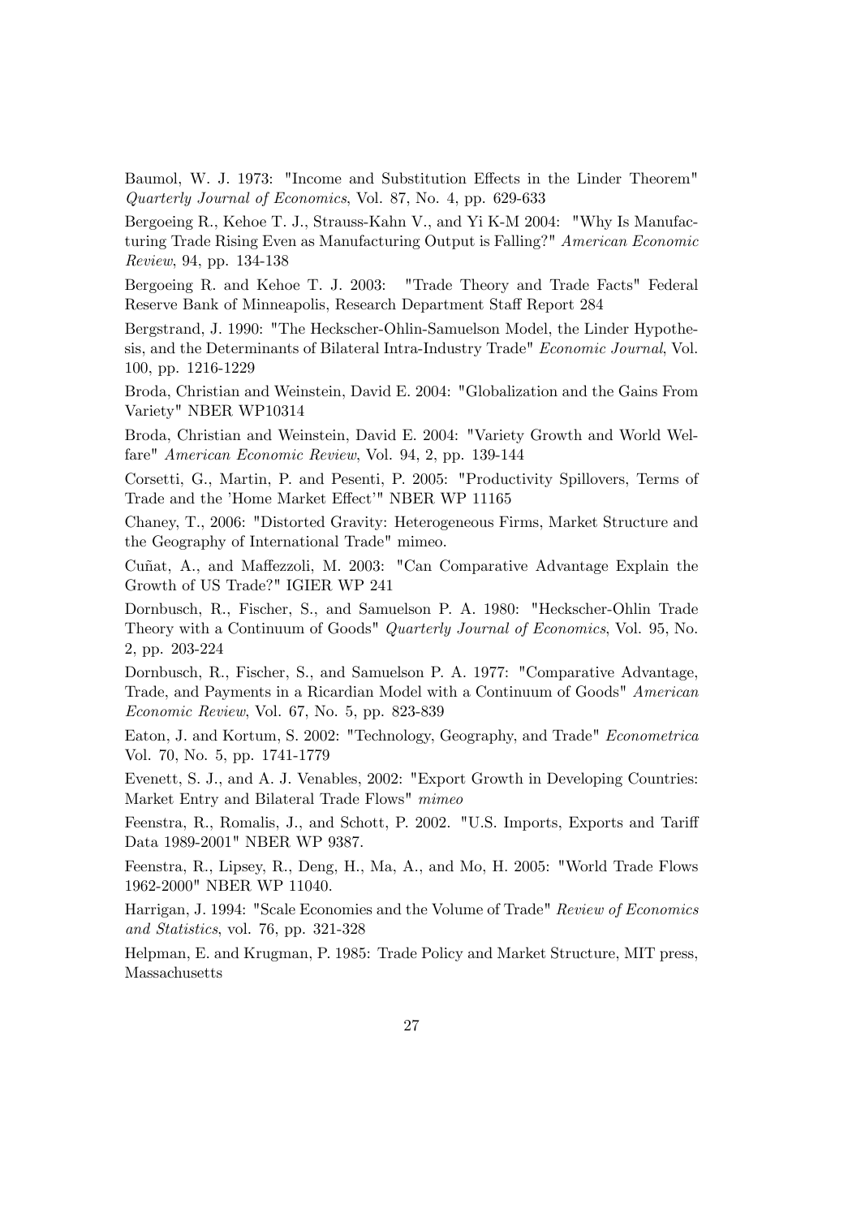Baumol, W. J. 1973: "Income and Substitution Effects in the Linder Theorem" *Quarterly Journal of Economics*, Vol. 87, No. 4, pp. 629-633

Bergoeing R., Kehoe T. J., Strauss-Kahn V., and Yi K-M 2004: "Why Is Manufacturing Trade Rising Even as Manufacturing Output is Falling?" *American Economic Review*, 94, pp. 134-138

Bergoeing R. and Kehoe T. J. 2003: "Trade Theory and Trade Facts" Federal Reserve Bank of Minneapolis, Research Department Staff Report 284

Bergstrand, J. 1990: "The Heckscher-Ohlin-Samuelson Model, the Linder Hypothesis, and the Determinants of Bilateral Intra-Industry Trade" *Economic Journal*, Vol. 100, pp. 1216-1229

Broda, Christian and Weinstein, David E. 2004: "Globalization and the Gains From Variety" NBER WP10314

Broda, Christian and Weinstein, David E. 2004: "Variety Growth and World Welfare" *American Economic Review*, Vol. 94, 2, pp. 139-144

Corsetti, G., Martin, P. and Pesenti, P. 2005: "Productivity Spillovers, Terms of Trade and the 'Home Market Effect'" NBER WP 11165

Chaney, T., 2006: "Distorted Gravity: Heterogeneous Firms, Market Structure and the Geography of International Trade" mimeo.

Cuñat, A., and Maffezzoli, M. 2003: "Can Comparative Advantage Explain the Growth of US Trade?" IGIER WP 241

Dornbusch, R., Fischer, S., and Samuelson P. A. 1980: "Heckscher-Ohlin Trade Theory with a Continuum of Goods" *Quarterly Journal of Economics*, Vol. 95, No. 2, pp. 203-224

Dornbusch, R., Fischer, S., and Samuelson P. A. 1977: "Comparative Advantage, Trade, and Payments in a Ricardian Model with a Continuum of Goods" *American Economic Review*, Vol. 67, No. 5, pp. 823-839

Eaton, J. and Kortum, S. 2002: "Technology, Geography, and Trade" *Econometrica* Vol. 70, No. 5, pp. 1741-1779

Evenett, S. J., and A. J. Venables, 2002: "Export Growth in Developing Countries: Market Entry and Bilateral Trade Flows" *mimeo*

Feenstra, R., Romalis, J., and Schott, P. 2002. "U.S. Imports, Exports and Tariff Data 1989-2001" NBER WP 9387.

Feenstra, R., Lipsey, R., Deng, H., Ma, A., and Mo, H. 2005: "World Trade Flows 1962-2000" NBER WP 11040.

Harrigan, J. 1994: "Scale Economies and the Volume of Trade" *Review of Economics and Statistics*, vol. 76, pp. 321-328

Helpman, E. and Krugman, P. 1985: Trade Policy and Market Structure, MIT press, Massachusetts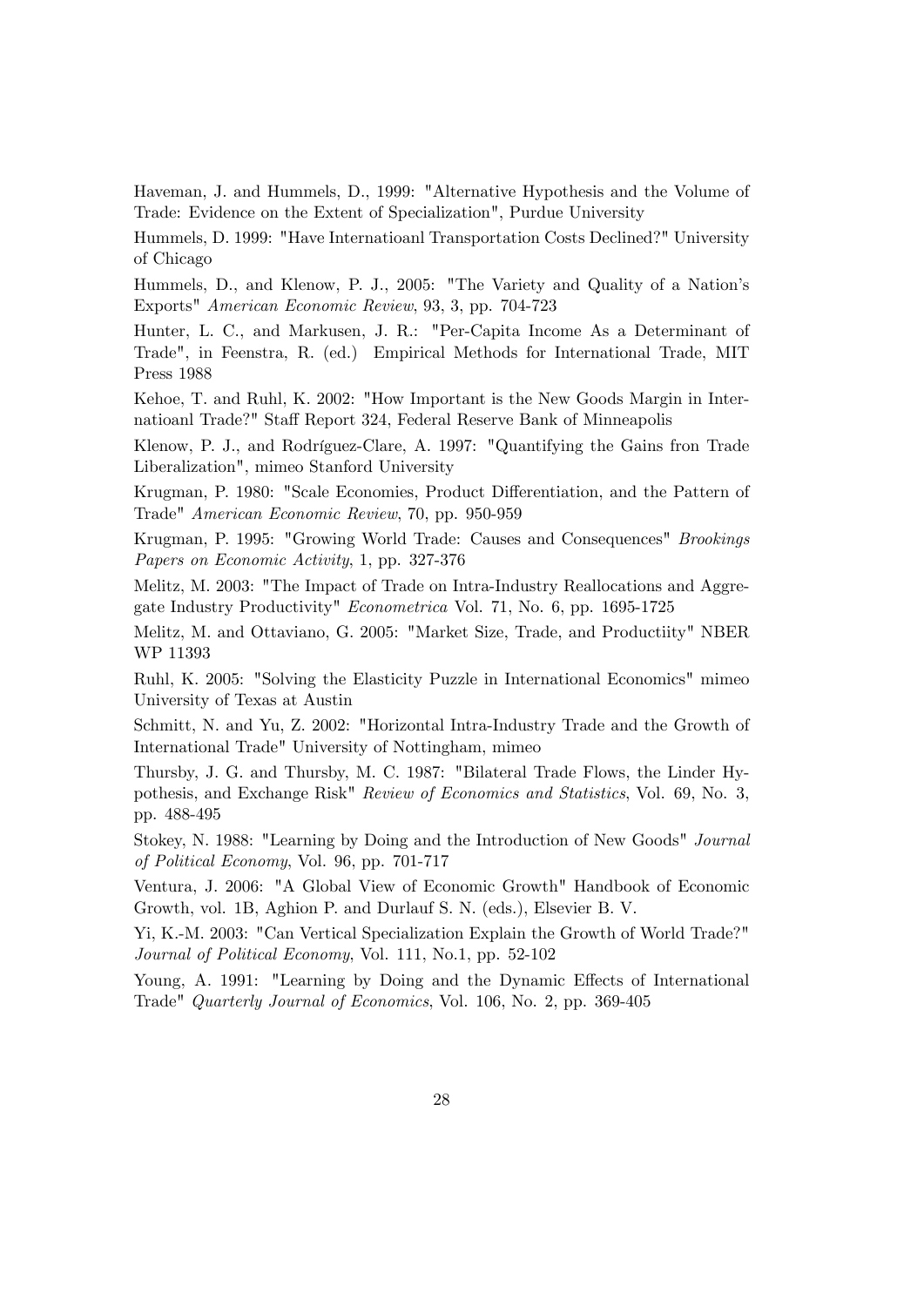Haveman, J. and Hummels, D., 1999: "Alternative Hypothesis and the Volume of Trade: Evidence on the Extent of Specialization", Purdue University

Hummels, D. 1999: "Have Internatioanl Transportation Costs Declined?" University of Chicago

Hummels, D., and Klenow, P. J., 2005: "The Variety and Quality of a Nation's Exports" *American Economic Review*, 93, 3, pp. 704-723

Hunter, L. C., and Markusen, J. R.: "Per-Capita Income As a Determinant of Trade", in Feenstra, R. (ed.) Empirical Methods for International Trade, MIT Press 1988

Kehoe, T. and Ruhl, K. 2002: "How Important is the New Goods Margin in Internatioanl Trade?" Staff Report 324, Federal Reserve Bank of Minneapolis

Klenow, P. J., and Rodríguez-Clare, A. 1997: "Quantifying the Gains fron Trade Liberalization", mimeo Stanford University

Krugman, P. 1980: "Scale Economies, Product Differentiation, and the Pattern of Trade" *American Economic Review*, 70, pp. 950-959

Krugman, P. 1995: "Growing World Trade: Causes and Consequences" *Brookings Papers on Economic Activity*, 1, pp. 327-376

Melitz, M. 2003: "The Impact of Trade on Intra-Industry Reallocations and Aggregate Industry Productivity" *Econometrica* Vol. 71, No. 6, pp. 1695-1725

Melitz, M. and Ottaviano, G. 2005: "Market Size, Trade, and Productiity" NBER WP 11393

Ruhl, K. 2005: "Solving the Elasticity Puzzle in International Economics" mimeo University of Texas at Austin

Schmitt, N. and Yu, Z. 2002: "Horizontal Intra-Industry Trade and the Growth of International Trade" University of Nottingham, mimeo

Thursby, J. G. and Thursby, M. C. 1987: "Bilateral Trade Flows, the Linder Hypothesis, and Exchange Risk" *Review of Economics and Statistics*, Vol. 69, No. 3, pp. 488-495

Stokey, N. 1988: "Learning by Doing and the Introduction of New Goods" *Journal of Political Economy*, Vol. 96, pp. 701-717

Ventura, J. 2006: "A Global View of Economic Growth" Handbook of Economic Growth, vol. 1B, Aghion P. and Durlauf S. N. (eds.), Elsevier B. V.

Yi, K.-M. 2003: "Can Vertical Specialization Explain the Growth of World Trade?" *Journal of Political Economy*, Vol. 111, No.1, pp. 52-102

Young, A. 1991: "Learning by Doing and the Dynamic Effects of International Trade" *Quarterly Journal of Economics*, Vol. 106, No. 2, pp. 369-405